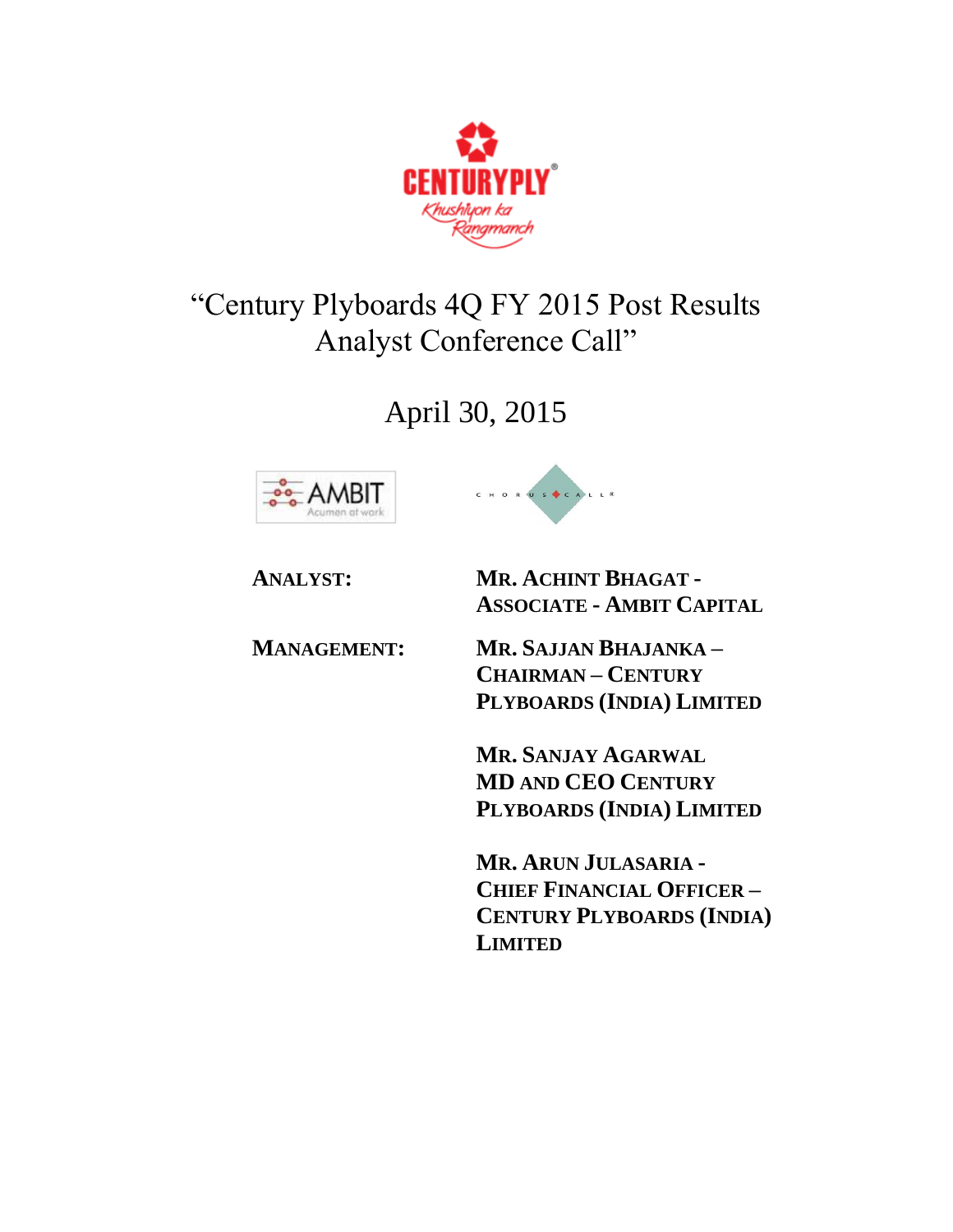CENTURYPLY

Khushiyon ka Rangmanch

# "Century Plyboards 4Q FY 2015 Post Results Analyst Conference Call"

## April 30, 2015

AMBIT Acumen at work

CHORUS CALL

**ANALYST:** **MR. ACHINT BHAGAT - ASSOCIATE - AMBIT CAPITAL**

**MANAGEMENT:** **MR. SAJJAN BHAJANKA – CHAIRMAN – CENTURY PLYBOARDS (INDIA) LIMITED**

**MR. SANJAY AGARWAL MD AND CEO CENTURY PLYBOARDS (INDIA) LIMITED**

**MR. ARUN JULASARIA - CHIEF FINANCIAL OFFICER – CENTURY PLYBOARDS (INDIA) LIMITED**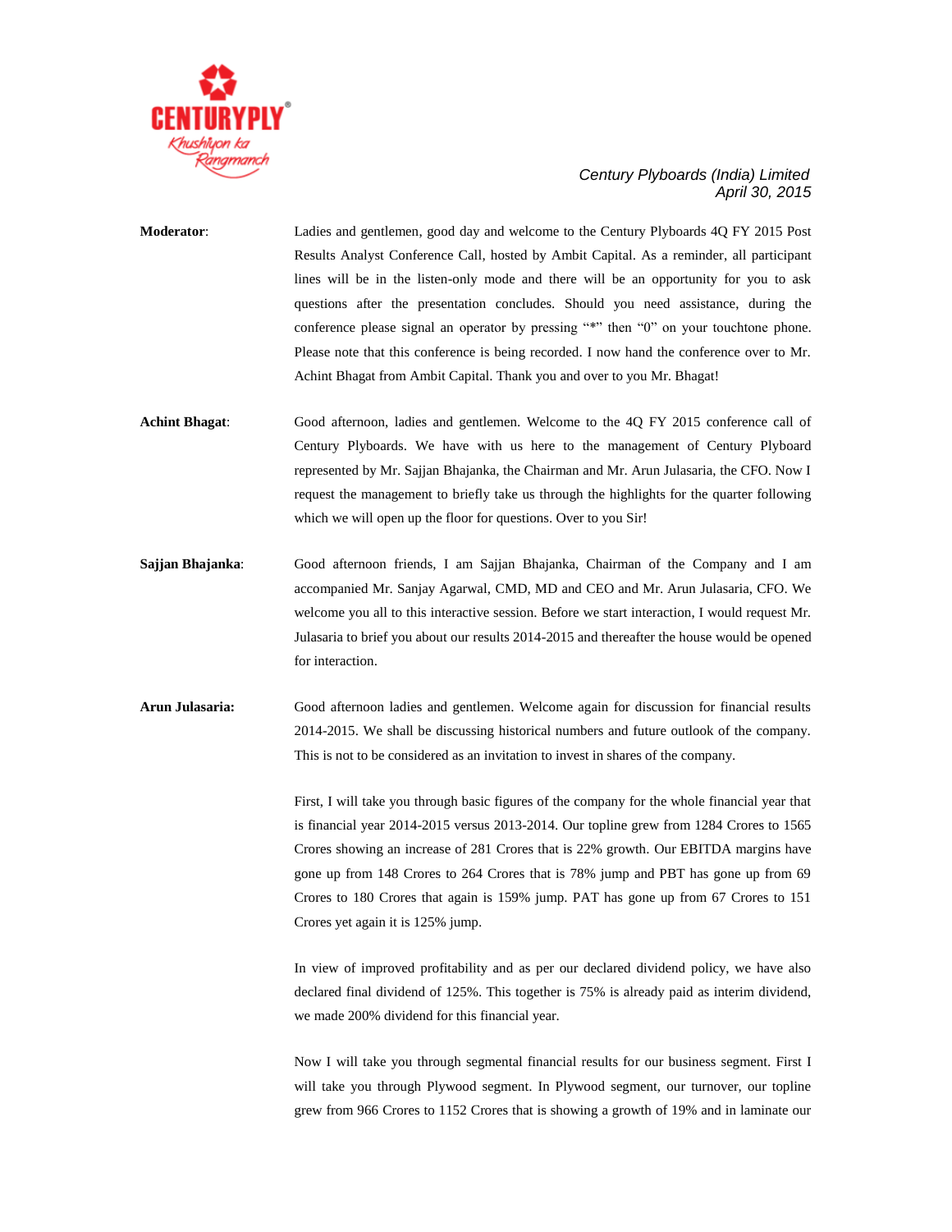*Century Plyboards (India) Limited*
*April 30, 2015*

**Moderator**: Ladies and gentlemen, good day and welcome to the Century Plyboards 4Q FY 2015 Post Results Analyst Conference Call, hosted by Ambit Capital. As a reminder, all participant lines will be in the listen-only mode and there will be an opportunity for you to ask questions after the presentation concludes. Should you need assistance, during the conference please signal an operator by pressing "*" then "0" on your touchtone phone. Please note that this conference is being recorded. I now hand the conference over to Mr. Achint Bhagat from Ambit Capital. Thank you and over to you Mr. Bhagat!

**Achint Bhagat**: Good afternoon, ladies and gentlemen. Welcome to the 4Q FY 2015 conference call of Century Plyboards. We have with us here to the management of Century Plyboard represented by Mr. Sajjan Bhajanka, the Chairman and Mr. Arun Julasaria, the CFO. Now I request the management to briefly take us through the highlights for the quarter following which we will open up the floor for questions. Over to you Sir!

**Sajjan Bhajanka**: Good afternoon friends, I am Sajjan Bhajanka, Chairman of the Company and I am accompanied Mr. Sanjay Agarwal, CMD, MD and CEO and Mr. Arun Julasaria, CFO. We welcome you all to this interactive session. Before we start interaction, I would request Mr. Julasaria to brief you about our results 2014-2015 and thereafter the house would be opened for interaction.

**Arun Julasaria:** Good afternoon ladies and gentlemen. Welcome again for discussion for financial results 2014-2015. We shall be discussing historical numbers and future outlook of the company. This is not to be considered as an invitation to invest in shares of the company.

First, I will take you through basic figures of the company for the whole financial year that is financial year 2014-2015 versus 2013-2014. Our topline grew from 1284 Crores to 1565 Crores showing an increase of 281 Crores that is 22% growth. Our EBITDA margins have gone up from 148 Crores to 264 Crores that is 78% jump and PBT has gone up from 69 Crores to 180 Crores that again is 159% jump. PAT has gone up from 67 Crores to 151 Crores yet again it is 125% jump.

In view of improved profitability and as per our declared dividend policy, we have also declared final dividend of 125%. This together is 75% is already paid as interim dividend, we made 200% dividend for this financial year.

Now I will take you through segmental financial results for our business segment. First I will take you through Plywood segment. In Plywood segment, our turnover, our topline grew from 966 Crores to 1152 Crores that is showing a growth of 19% and in laminate our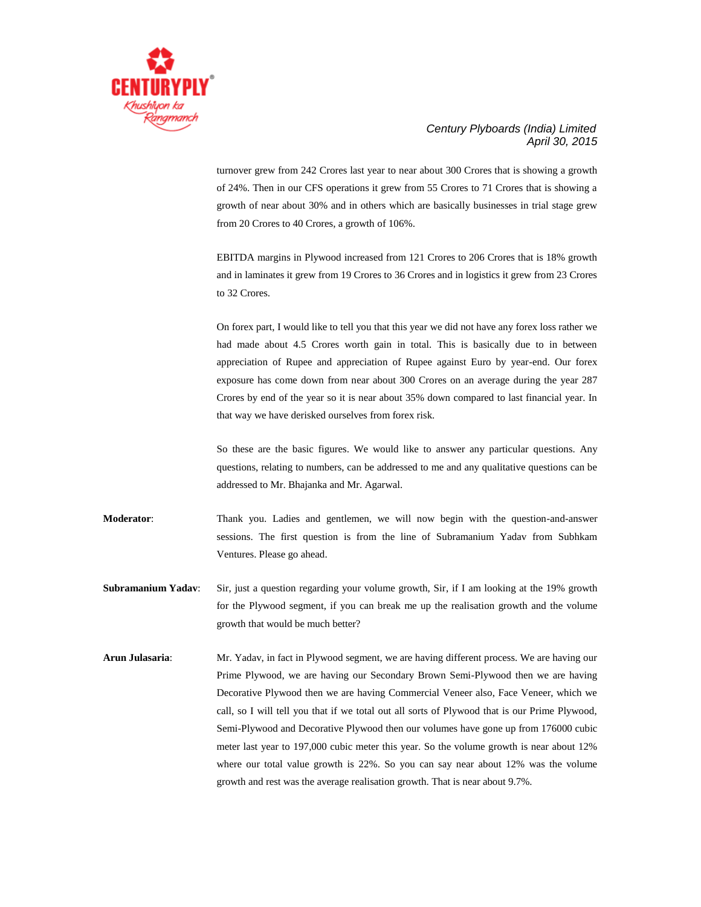turnover grew from 242 Crores last year to near about 300 Crores that is showing a growth of 24%. Then in our CFS operations it grew from 55 Crores to 71 Crores that is showing a growth of near about 30% and in others which are basically businesses in trial stage grew from 20 Crores to 40 Crores, a growth of 106%.

EBITDA margins in Plywood increased from 121 Crores to 206 Crores that is 18% growth and in laminates it grew from 19 Crores to 36 Crores and in logistics it grew from 23 Crores to 32 Crores.

On forex part, I would like to tell you that this year we did not have any forex loss rather we had made about 4.5 Crores worth gain in total. This is basically due to in between appreciation of Rupee and appreciation of Rupee against Euro by year-end. Our forex exposure has come down from near about 300 Crores on an average during the year 287 Crores by end of the year so it is near about 35% down compared to last financial year. In that way we have derisked ourselves from forex risk.

So these are the basic figures. We would like to answer any particular questions. Any questions, relating to numbers, can be addressed to me and any qualitative questions can be addressed to Mr. Bhajanka and Mr. Agarwal.

**Moderator**: Thank you. Ladies and gentlemen, we will now begin with the question-and-answer sessions. The first question is from the line of Subramanium Yadav from Subhkam Ventures. Please go ahead.

**Subramanium Yadav**: Sir, just a question regarding your volume growth, Sir, if I am looking at the 19% growth for the Plywood segment, if you can break me up the realisation growth and the volume growth that would be much better?

**Arun Julasaria**: Mr. Yadav, in fact in Plywood segment, we are having different process. We are having our Prime Plywood, we are having our Secondary Brown Semi-Plywood then we are having Decorative Plywood then we are having Commercial Veneer also, Face Veneer, which we call, so I will tell you that if we total out all sorts of Plywood that is our Prime Plywood, Semi-Plywood and Decorative Plywood then our volumes have gone up from 176000 cubic meter last year to 197,000 cubic meter this year. So the volume growth is near about 12% where our total value growth is 22%. So you can say near about 12% was the volume growth and rest was the average realisation growth. That is near about 9.7%.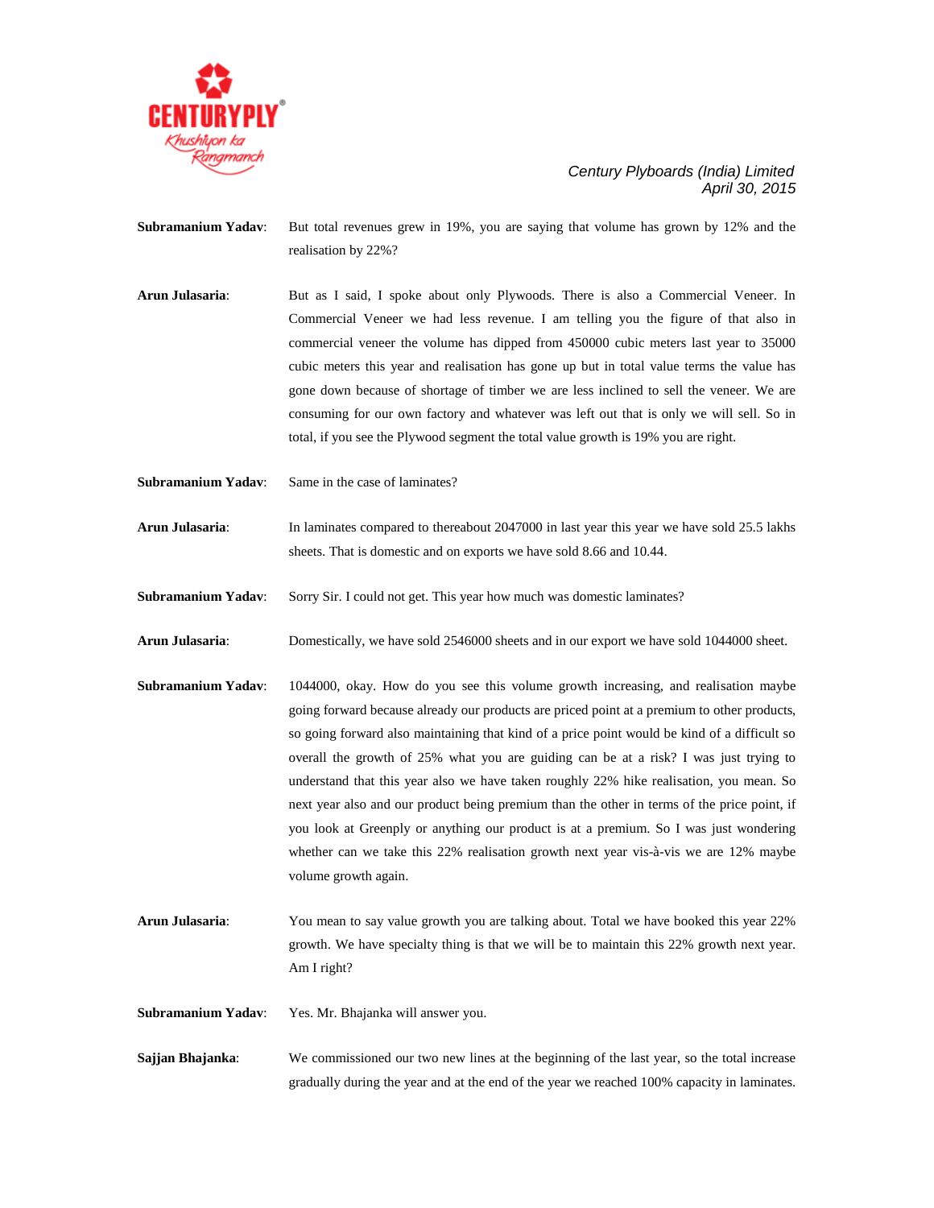**Subramanium Yadav**: But total revenues grew in 19%, you are saying that volume has grown by 12% and the realisation by 22%?

**Arun Julasaria**: But as I said, I spoke about only Plywoods. There is also a Commercial Veneer. In Commercial Veneer we had less revenue. I am telling you the figure of that also in commercial veneer the volume has dipped from 450000 cubic meters last year to 35000 cubic meters this year and realisation has gone up but in total value terms the value has gone down because of shortage of timber we are less inclined to sell the veneer. We are consuming for our own factory and whatever was left out that is only we will sell. So in total, if you see the Plywood segment the total value growth is 19% you are right.

**Subramanium Yadav**: Same in the case of laminates?

**Arun Julasaria**: In laminates compared to thereabout 2047000 in last year this year we have sold 25.5 lakhs sheets. That is domestic and on exports we have sold 8.66 and 10.44.

**Subramanium Yadav**: Sorry Sir. I could not get. This year how much was domestic laminates?

**Arun Julasaria**: Domestically, we have sold 2546000 sheets and in our export we have sold 1044000 sheet.

**Subramanium Yadav**: 1044000, okay. How do you see this volume growth increasing, and realisation maybe going forward because already our products are priced point at a premium to other products, so going forward also maintaining that kind of a price point would be kind of a difficult so overall the growth of 25% what you are guiding can be at a risk? I was just trying to understand that this year also we have taken roughly 22% hike realisation, you mean. So next year also and our product being premium than the other in terms of the price point, if you look at Greenply or anything our product is at a premium. So I was just wondering whether can we take this 22% realisation growth next year vis-à-vis we are 12% maybe volume growth again.

**Arun Julasaria**: You mean to say value growth you are talking about. Total we have booked this year 22% growth. We have specialty thing is that we will be to maintain this 22% growth next year. Am I right?

**Subramanium Yadav**: Yes. Mr. Bhajanka will answer you.

**Sajjan Bhajanka**: We commissioned our two new lines at the beginning of the last year, so the total increase gradually during the year and at the end of the year we reached 100% capacity in laminates.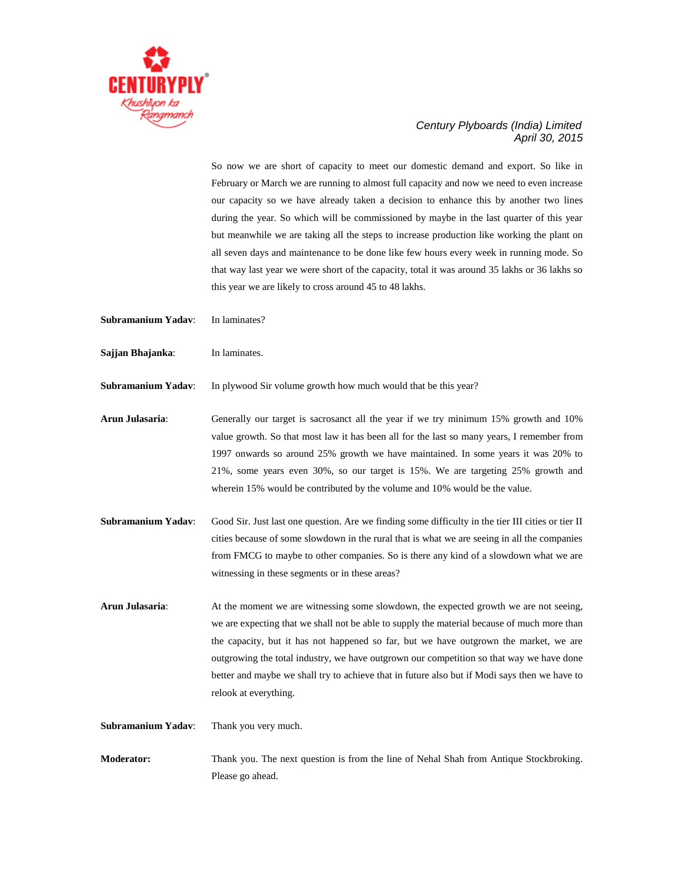So now we are short of capacity to meet our domestic demand and export. So like in February or March we are running to almost full capacity and now we need to even increase our capacity so we have already taken a decision to enhance this by another two lines during the year. So which will be commissioned by maybe in the last quarter of this year but meanwhile we are taking all the steps to increase production like working the plant on all seven days and maintenance to be done like few hours every week in running mode. So that way last year we were short of the capacity, total it was around 35 lakhs or 36 lakhs so this year we are likely to cross around 45 to 48 lakhs.

**Subramanium Yadav**: In laminates?

**Sajjan Bhajanka**: In laminates.

**Subramanium Yadav**: In plywood Sir volume growth how much would that be this year?

**Arun Julasaria**: Generally our target is sacrosanct all the year if we try minimum 15% growth and 10% value growth. So that most law it has been all for the last so many years, I remember from 1997 onwards so around 25% growth we have maintained. In some years it was 20% to 21%, some years even 30%, so our target is 15%. We are targeting 25% growth and wherein 15% would be contributed by the volume and 10% would be the value.

**Subramanium Yadav**: Good Sir. Just last one question. Are we finding some difficulty in the tier III cities or tier II cities because of some slowdown in the rural that is what we are seeing in all the companies from FMCG to maybe to other companies. So is there any kind of a slowdown what we are witnessing in these segments or in these areas?

**Arun Julasaria**: At the moment we are witnessing some slowdown, the expected growth we are not seeing, we are expecting that we shall not be able to supply the material because of much more than the capacity, but it has not happened so far, but we have outgrown the market, we are outgrowing the total industry, we have outgrown our competition so that way we have done better and maybe we shall try to achieve that in future also but if Modi says then we have to relook at everything.

**Subramanium Yadav**: Thank you very much.

**Moderator:** Thank you. The next question is from the line of Nehal Shah from Antique Stockbroking. Please go ahead.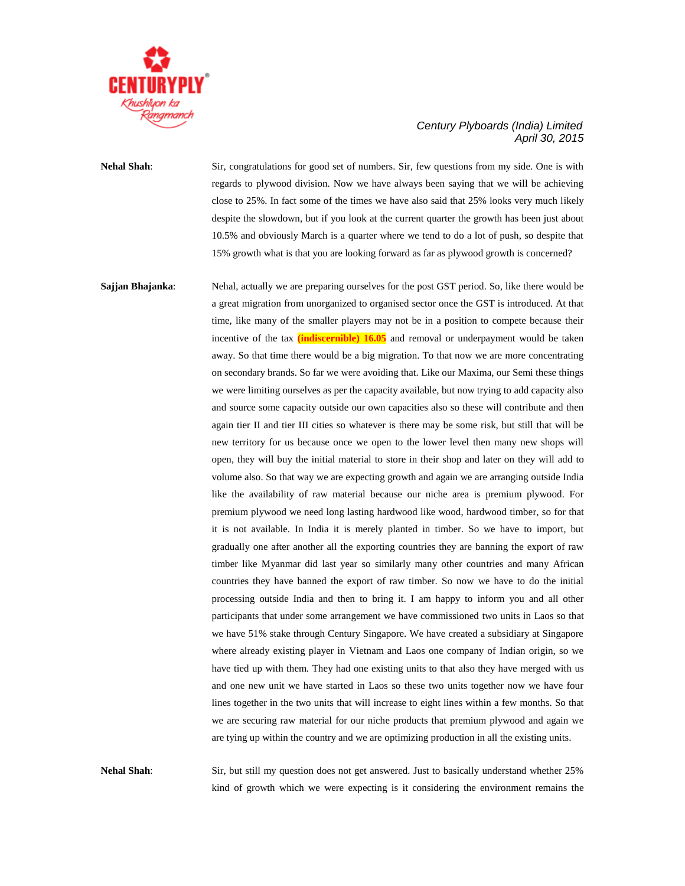**Nehal Shah**: Sir, congratulations for good set of numbers. Sir, few questions from my side. One is with regards to plywood division. Now we have always been saying that we will be achieving close to 25%. In fact some of the times we have also said that 25% looks very much likely despite the slowdown, but if you look at the current quarter the growth has been just about 10.5% and obviously March is a quarter where we tend to do a lot of push, so despite that 15% growth what is that you are looking forward as far as plywood growth is concerned?

**Sajjan Bhajanka**: Nehal, actually we are preparing ourselves for the post GST period. So, like there would be a great migration from unorganized to organised sector once the GST is introduced. At that time, like many of the smaller players may not be in a position to compete because their incentive of the tax **(indiscernible) 16.05** and removal or underpayment would be taken away. So that time there would be a big migration. To that now we are more concentrating on secondary brands. So far we were avoiding that. Like our Maxima, our Semi these things we were limiting ourselves as per the capacity available, but now trying to add capacity also and source some capacity outside our own capacities also so these will contribute and then again tier II and tier III cities so whatever is there may be some risk, but still that will be new territory for us because once we open to the lower level then many new shops will open, they will buy the initial material to store in their shop and later on they will add to volume also. So that way we are expecting growth and again we are arranging outside India like the availability of raw material because our niche area is premium plywood. For premium plywood we need long lasting hardwood like wood, hardwood timber, so for that it is not available. In India it is merely planted in timber. So we have to import, but gradually one after another all the exporting countries they are banning the export of raw timber like Myanmar did last year so similarly many other countries and many African countries they have banned the export of raw timber. So now we have to do the initial processing outside India and then to bring it. I am happy to inform you and all other participants that under some arrangement we have commissioned two units in Laos so that we have 51% stake through Century Singapore. We have created a subsidiary at Singapore where already existing player in Vietnam and Laos one company of Indian origin, so we have tied up with them. They had one existing units to that also they have merged with us and one new unit we have started in Laos so these two units together now we have four lines together in the two units that will increase to eight lines within a few months. So that we are securing raw material for our niche products that premium plywood and again we are tying up within the country and we are optimizing production in all the existing units.

**Nehal Shah**: Sir, but still my question does not get answered. Just to basically understand whether 25% kind of growth which we were expecting is it considering the environment remains the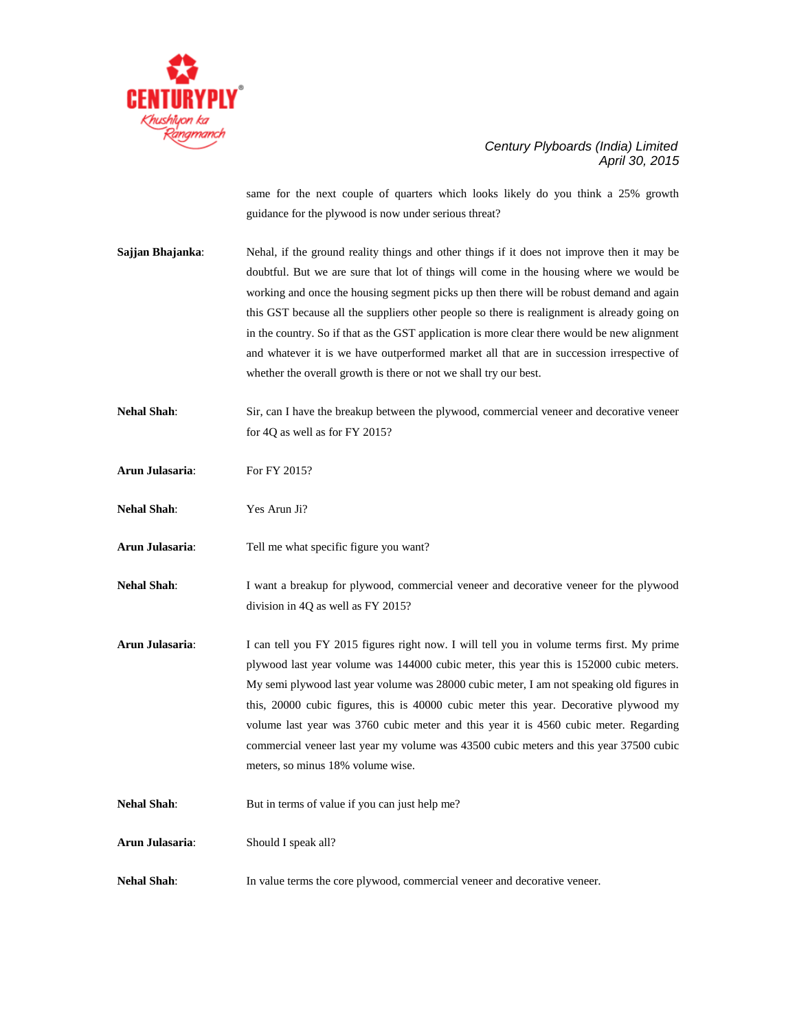same for the next couple of quarters which looks likely do you think a 25% growth guidance for the plywood is now under serious threat?

**Sajjan Bhajanka**: Nehal, if the ground reality things and other things if it does not improve then it may be doubtful. But we are sure that lot of things will come in the housing where we would be working and once the housing segment picks up then there will be robust demand and again this GST because all the suppliers other people so there is realignment is already going on in the country. So if that as the GST application is more clear there would be new alignment and whatever it is we have outperformed market all that are in succession irrespective of whether the overall growth is there or not we shall try our best.

**Nehal Shah**: Sir, can I have the breakup between the plywood, commercial veneer and decorative veneer for 4Q as well as for FY 2015?

**Arun Julasaria**: For FY 2015?

**Nehal Shah**: Yes Arun Ji?

**Arun Julasaria**: Tell me what specific figure you want?

**Nehal Shah**: I want a breakup for plywood, commercial veneer and decorative veneer for the plywood division in 4Q as well as FY 2015?

**Arun Julasaria**: I can tell you FY 2015 figures right now. I will tell you in volume terms first. My prime plywood last year volume was 144000 cubic meter, this year this is 152000 cubic meters. My semi plywood last year volume was 28000 cubic meter, I am not speaking old figures in this, 20000 cubic figures, this is 40000 cubic meter this year. Decorative plywood my volume last year was 3760 cubic meter and this year it is 4560 cubic meter. Regarding commercial veneer last year my volume was 43500 cubic meters and this year 37500 cubic meters, so minus 18% volume wise.

**Nehal Shah**: But in terms of value if you can just help me?

**Arun Julasaria**: Should I speak all?

**Nehal Shah**: In value terms the core plywood, commercial veneer and decorative veneer.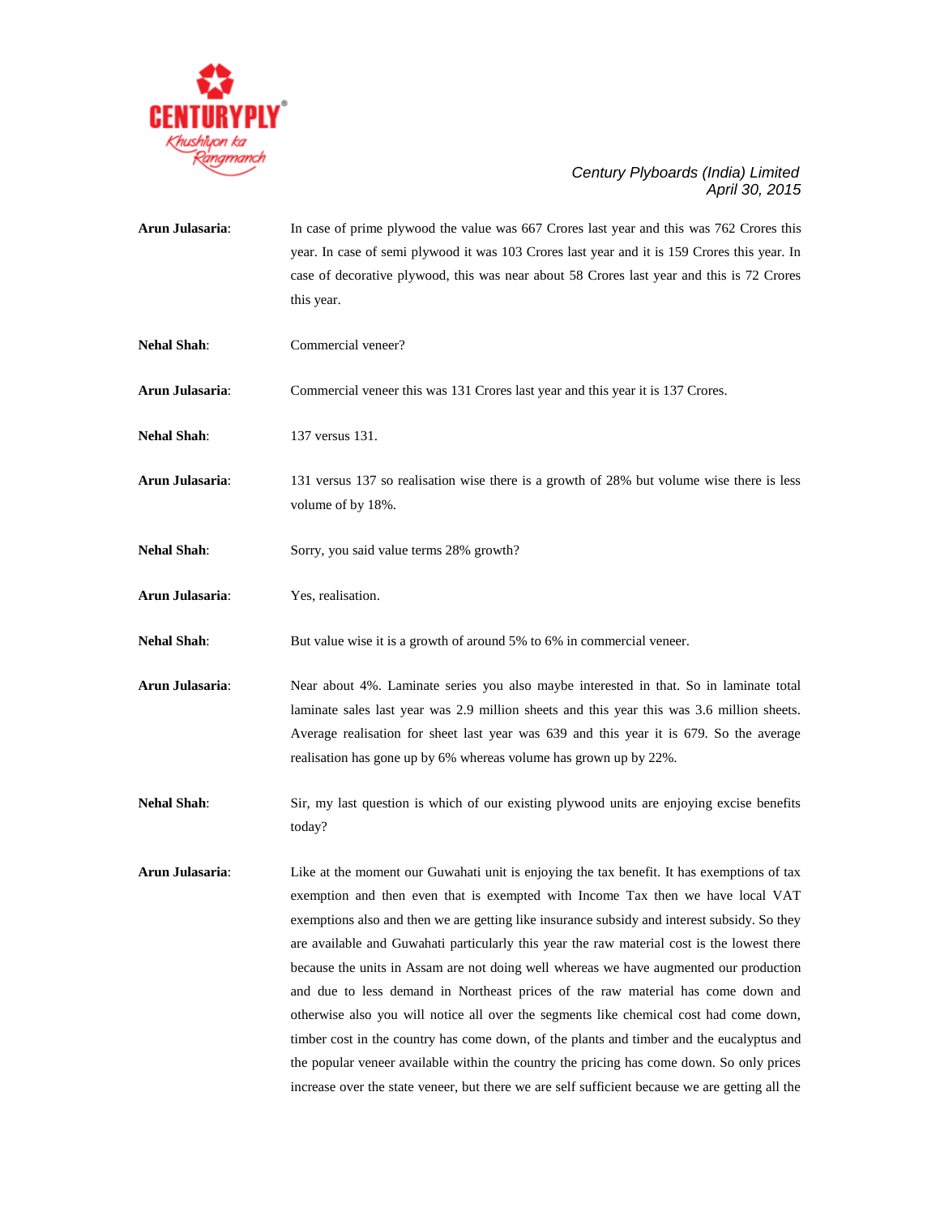**Arun Julasaria**: In case of prime plywood the value was 667 Crores last year and this was 762 Crores this year. In case of semi plywood it was 103 Crores last year and it is 159 Crores this year. In case of decorative plywood, this was near about 58 Crores last year and this is 72 Crores this year.

**Nehal Shah**: Commercial veneer?

**Arun Julasaria**: Commercial veneer this was 131 Crores last year and this year it is 137 Crores.

**Nehal Shah**: 137 versus 131.

**Arun Julasaria**: 131 versus 137 so realisation wise there is a growth of 28% but volume wise there is less volume of by 18%.

**Nehal Shah**: Sorry, you said value terms 28% growth?

**Arun Julasaria**: Yes, realisation.

**Nehal Shah**: But value wise it is a growth of around 5% to 6% in commercial veneer.

**Arun Julasaria**: Near about 4%. Laminate series you also maybe interested in that. So in laminate total laminate sales last year was 2.9 million sheets and this year this was 3.6 million sheets. Average realisation for sheet last year was 639 and this year it is 679. So the average realisation has gone up by 6% whereas volume has grown up by 22%.

**Nehal Shah**: Sir, my last question is which of our existing plywood units are enjoying excise benefits today?

**Arun Julasaria**: Like at the moment our Guwahati unit is enjoying the tax benefit. It has exemptions of tax exemption and then even that is exempted with Income Tax then we have local VAT exemptions also and then we are getting like insurance subsidy and interest subsidy. So they are available and Guwahati particularly this year the raw material cost is the lowest there because the units in Assam are not doing well whereas we have augmented our production and due to less demand in Northeast prices of the raw material has come down and otherwise also you will notice all over the segments like chemical cost had come down, timber cost in the country has come down, of the plants and timber and the eucalyptus and the popular veneer available within the country the pricing has come down. So only prices increase over the state veneer, but there we are self sufficient because we are getting all the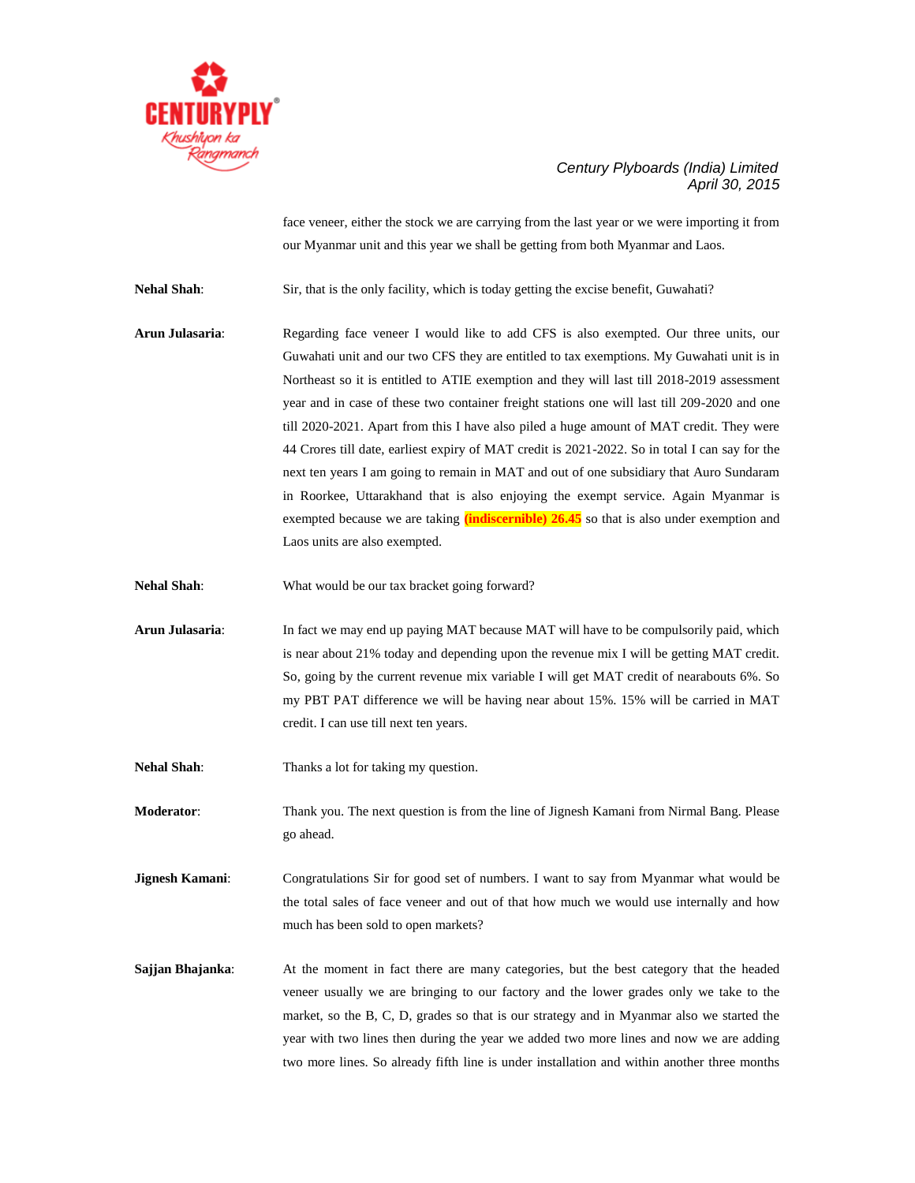face veneer, either the stock we are carrying from the last year or we were importing it from our Myanmar unit and this year we shall be getting from both Myanmar and Laos.

**Nehal Shah**: Sir, that is the only facility, which is today getting the excise benefit, Guwahati?

**Arun Julasaria**: Regarding face veneer I would like to add CFS is also exempted. Our three units, our Guwahati unit and our two CFS they are entitled to tax exemptions. My Guwahati unit is in Northeast so it is entitled to ATIE exemption and they will last till 2018-2019 assessment year and in case of these two container freight stations one will last till 209-2020 and one till 2020-2021. Apart from this I have also piled a huge amount of MAT credit. They were 44 Crores till date, earliest expiry of MAT credit is 2021-2022. So in total I can say for the next ten years I am going to remain in MAT and out of one subsidiary that Auro Sundaram in Roorkee, Uttarakhand that is also enjoying the exempt service. Again Myanmar is exempted because we are taking **(indiscernible) 26.45** so that is also under exemption and Laos units are also exempted.

**Nehal Shah**: What would be our tax bracket going forward?

**Arun Julasaria**: In fact we may end up paying MAT because MAT will have to be compulsorily paid, which is near about 21% today and depending upon the revenue mix I will be getting MAT credit. So, going by the current revenue mix variable I will get MAT credit of nearabouts 6%. So my PBT PAT difference we will be having near about 15%. 15% will be carried in MAT credit. I can use till next ten years.

**Nehal Shah**: Thanks a lot for taking my question.

**Moderator**: Thank you. The next question is from the line of Jignesh Kamani from Nirmal Bang. Please go ahead.

**Jignesh Kamani**: Congratulations Sir for good set of numbers. I want to say from Myanmar what would be the total sales of face veneer and out of that how much we would use internally and how much has been sold to open markets?

**Sajjan Bhajanka**: At the moment in fact there are many categories, but the best category that the headed veneer usually we are bringing to our factory and the lower grades only we take to the market, so the B, C, D, grades so that is our strategy and in Myanmar also we started the year with two lines then during the year we added two more lines and now we are adding two more lines. So already fifth line is under installation and within another three months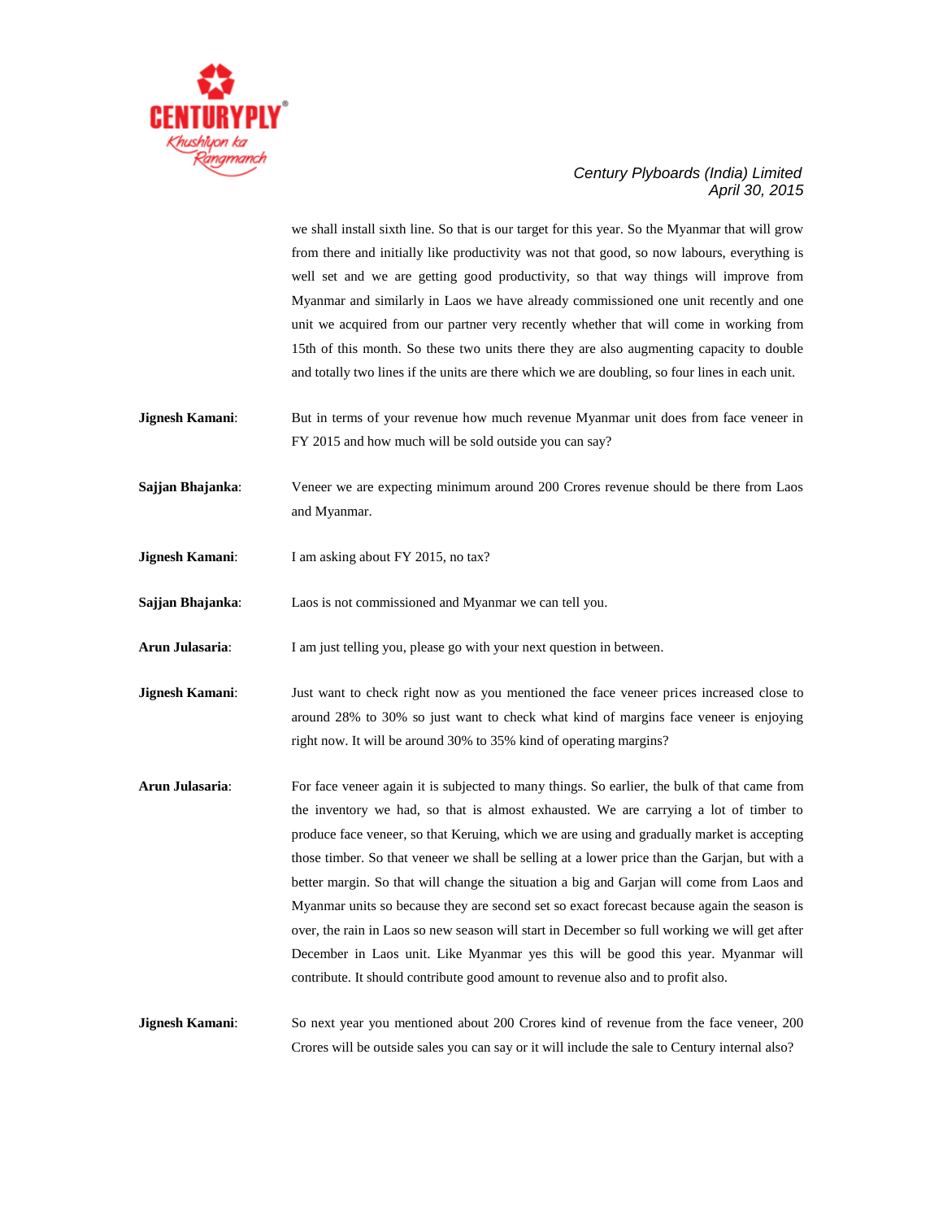we shall install sixth line. So that is our target for this year. So the Myanmar that will grow from there and initially like productivity was not that good, so now labours, everything is well set and we are getting good productivity, so that way things will improve from Myanmar and similarly in Laos we have already commissioned one unit recently and one unit we acquired from our partner very recently whether that will come in working from 15th of this month. So these two units there they are also augmenting capacity to double and totally two lines if the units are there which we are doubling, so four lines in each unit.

**Jignesh Kamani**: But in terms of your revenue how much revenue Myanmar unit does from face veneer in FY 2015 and how much will be sold outside you can say?

**Sajjan Bhajanka**: Veneer we are expecting minimum around 200 Crores revenue should be there from Laos and Myanmar.

**Jignesh Kamani**: I am asking about FY 2015, no tax?

**Sajjan Bhajanka**: Laos is not commissioned and Myanmar we can tell you.

**Arun Julasaria**: I am just telling you, please go with your next question in between.

**Jignesh Kamani**: Just want to check right now as you mentioned the face veneer prices increased close to around 28% to 30% so just want to check what kind of margins face veneer is enjoying right now. It will be around 30% to 35% kind of operating margins?

**Arun Julasaria**: For face veneer again it is subjected to many things. So earlier, the bulk of that came from the inventory we had, so that is almost exhausted. We are carrying a lot of timber to produce face veneer, so that Keruing, which we are using and gradually market is accepting those timber. So that veneer we shall be selling at a lower price than the Garjan, but with a better margin. So that will change the situation a big and Garjan will come from Laos and Myanmar units so because they are second set so exact forecast because again the season is over, the rain in Laos so new season will start in December so full working we will get after December in Laos unit. Like Myanmar yes this will be good this year. Myanmar will contribute. It should contribute good amount to revenue also and to profit also.

**Jignesh Kamani**: So next year you mentioned about 200 Crores kind of revenue from the face veneer, 200 Crores will be outside sales you can say or it will include the sale to Century internal also?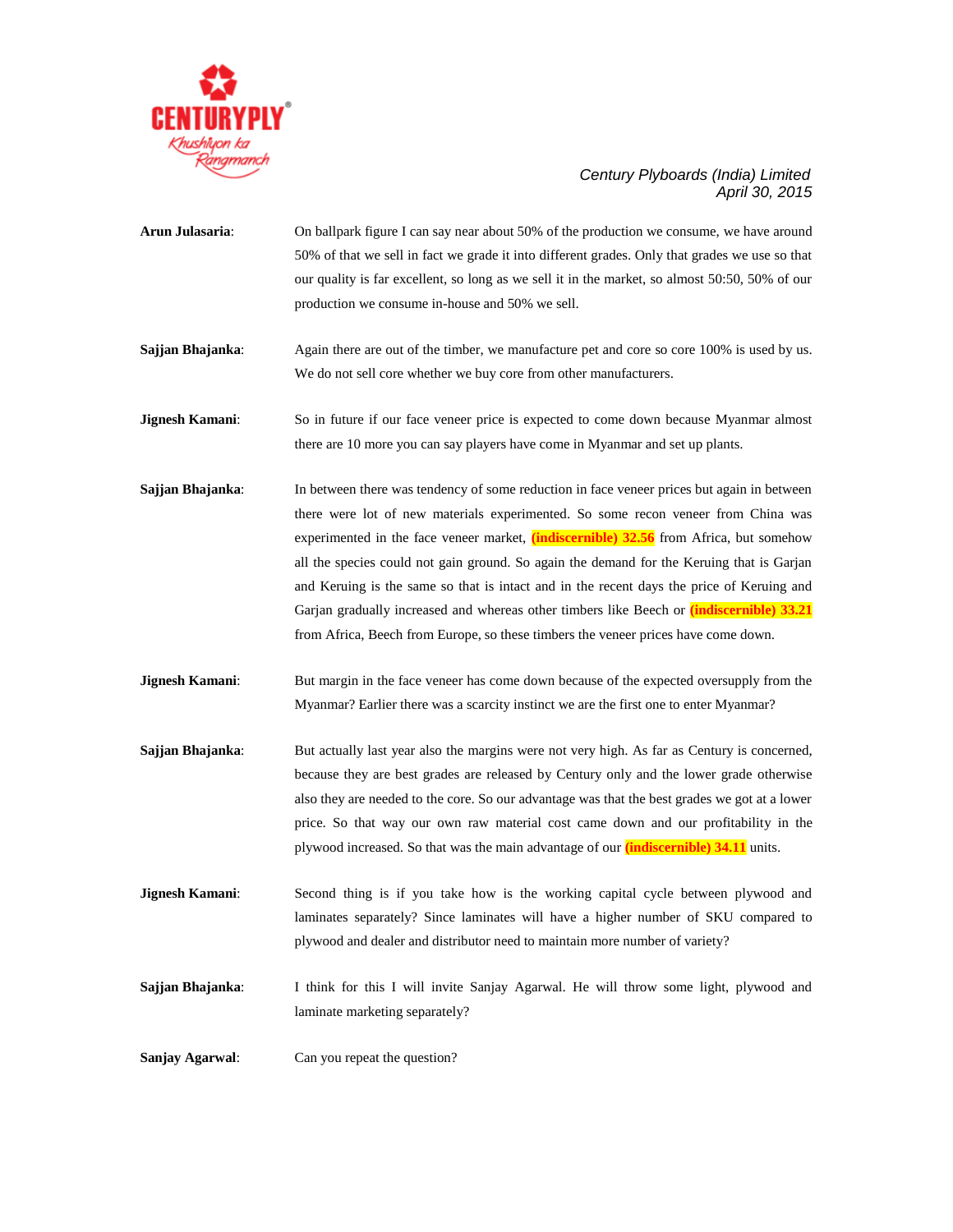**Arun Julasaria**: On ballpark figure I can say near about 50% of the production we consume, we have around 50% of that we sell in fact we grade it into different grades. Only that grades we use so that our quality is far excellent, so long as we sell it in the market, so almost 50:50, 50% of our production we consume in-house and 50% we sell.

**Sajjan Bhajanka**: Again there are out of the timber, we manufacture pet and core so core 100% is used by us. We do not sell core whether we buy core from other manufacturers.

**Jignesh Kamani**: So in future if our face veneer price is expected to come down because Myanmar almost there are 10 more you can say players have come in Myanmar and set up plants.

**Sajjan Bhajanka**: In between there was tendency of some reduction in face veneer prices but again in between there were lot of new materials experimented. So some recon veneer from China was experimented in the face veneer market, **(indiscernible) 32.56** from Africa, but somehow all the species could not gain ground. So again the demand for the Keruing that is Garjan and Keruing is the same so that is intact and in the recent days the price of Keruing and Garjan gradually increased and whereas other timbers like Beech or **(indiscernible) 33.21** from Africa, Beech from Europe, so these timbers the veneer prices have come down.

**Jignesh Kamani**: But margin in the face veneer has come down because of the expected oversupply from the Myanmar? Earlier there was a scarcity instinct we are the first one to enter Myanmar?

**Sajjan Bhajanka**: But actually last year also the margins were not very high. As far as Century is concerned, because they are best grades are released by Century only and the lower grade otherwise also they are needed to the core. So our advantage was that the best grades we got at a lower price. So that way our own raw material cost came down and our profitability in the plywood increased. So that was the main advantage of our **(indiscernible) 34.11** units.

**Jignesh Kamani**: Second thing is if you take how is the working capital cycle between plywood and laminates separately? Since laminates will have a higher number of SKU compared to plywood and dealer and distributor need to maintain more number of variety?

**Sajjan Bhajanka**: I think for this I will invite Sanjay Agarwal. He will throw some light, plywood and laminate marketing separately?

**Sanjay Agarwal**: Can you repeat the question?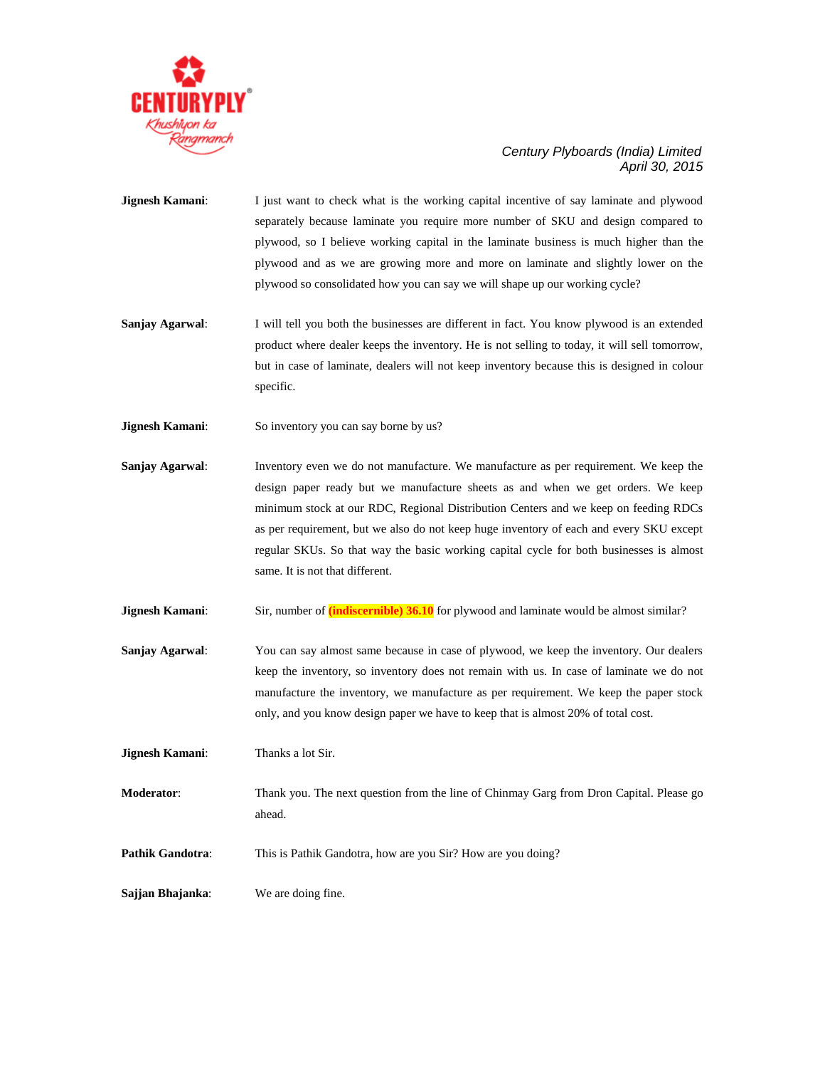**Jignesh Kamani**: I just want to check what is the working capital incentive of say laminate and plywood separately because laminate you require more number of SKU and design compared to plywood, so I believe working capital in the laminate business is much higher than the plywood and as we are growing more and more on laminate and slightly lower on the plywood so consolidated how you can say we will shape up our working cycle?

**Sanjay Agarwal**: I will tell you both the businesses are different in fact. You know plywood is an extended product where dealer keeps the inventory. He is not selling to today, it will sell tomorrow, but in case of laminate, dealers will not keep inventory because this is designed in colour specific.

**Jignesh Kamani**: So inventory you can say borne by us?

**Sanjay Agarwal**: Inventory even we do not manufacture. We manufacture as per requirement. We keep the design paper ready but we manufacture sheets as and when we get orders. We keep minimum stock at our RDC, Regional Distribution Centers and we keep on feeding RDCs as per requirement, but we also do not keep huge inventory of each and every SKU except regular SKUs. So that way the basic working capital cycle for both businesses is almost same. It is not that different.

**Jignesh Kamani**: Sir, number of **(indiscernible) 36.10** for plywood and laminate would be almost similar?

**Sanjay Agarwal**: You can say almost same because in case of plywood, we keep the inventory. Our dealers keep the inventory, so inventory does not remain with us. In case of laminate we do not manufacture the inventory, we manufacture as per requirement. We keep the paper stock only, and you know design paper we have to keep that is almost 20% of total cost.

**Jignesh Kamani**: Thanks a lot Sir.

**Moderator**: Thank you. The next question from the line of Chinmay Garg from Dron Capital. Please go ahead.

**Pathik Gandotra**: This is Pathik Gandotra, how are you Sir? How are you doing?

**Sajjan Bhajanka**: We are doing fine.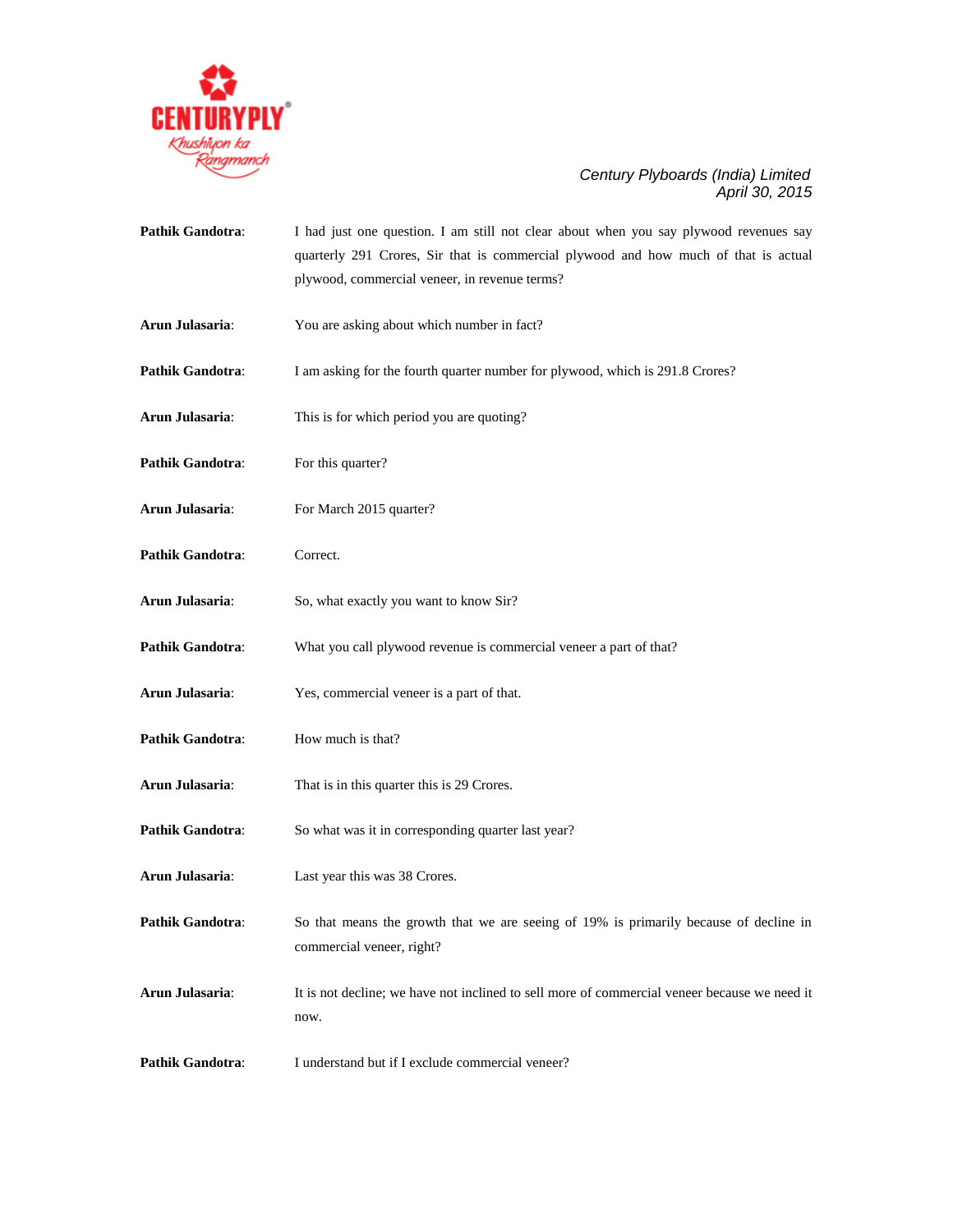**Pathik Gandotra**: I had just one question. I am still not clear about when you say plywood revenues say quarterly 291 Crores, Sir that is commercial plywood and how much of that is actual plywood, commercial veneer, in revenue terms?

**Arun Julasaria**: You are asking about which number in fact?

**Pathik Gandotra**: I am asking for the fourth quarter number for plywood, which is 291.8 Crores?

**Arun Julasaria**: This is for which period you are quoting?

**Pathik Gandotra**: For this quarter?

**Arun Julasaria**: For March 2015 quarter?

**Pathik Gandotra**: Correct.

**Arun Julasaria**: So, what exactly you want to know Sir?

**Pathik Gandotra**: What you call plywood revenue is commercial veneer a part of that?

**Arun Julasaria**: Yes, commercial veneer is a part of that.

**Pathik Gandotra**: How much is that?

**Arun Julasaria**: That is in this quarter this is 29 Crores.

**Pathik Gandotra**: So what was it in corresponding quarter last year?

**Arun Julasaria**: Last year this was 38 Crores.

**Pathik Gandotra**: So that means the growth that we are seeing of 19% is primarily because of decline in commercial veneer, right?

**Arun Julasaria**: It is not decline; we have not inclined to sell more of commercial veneer because we need it now.

**Pathik Gandotra**: I understand but if I exclude commercial veneer?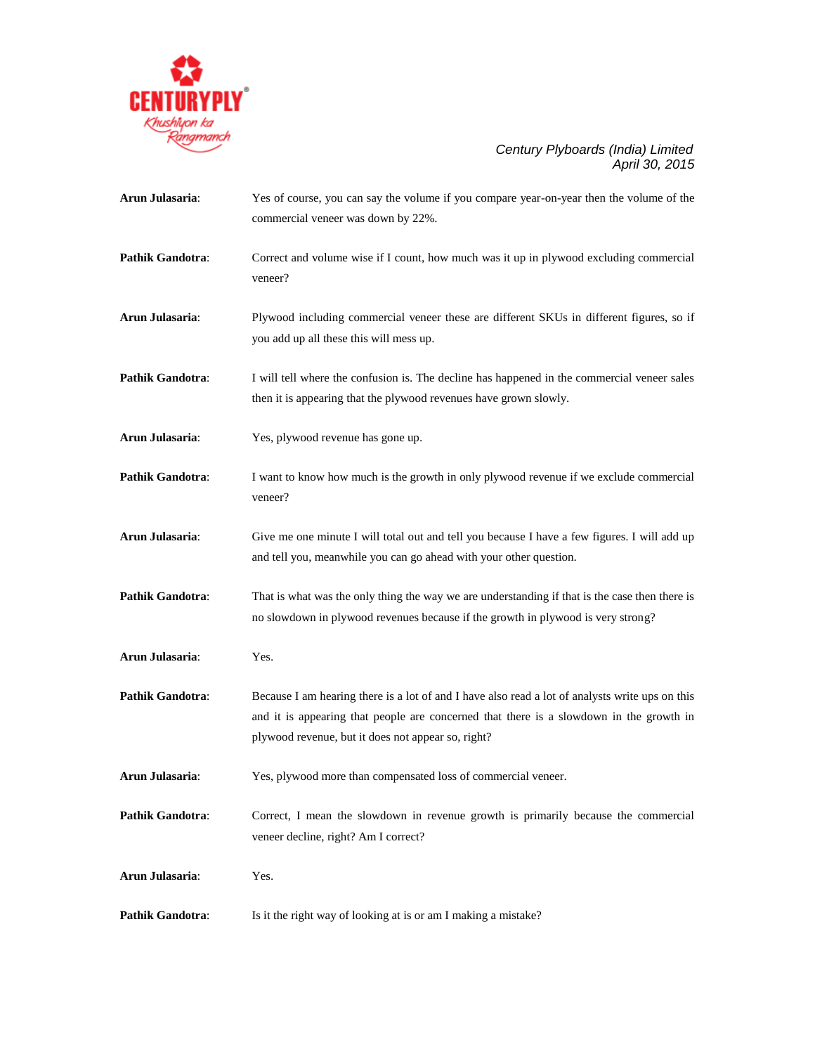**Arun Julasaria**: Yes of course, you can say the volume if you compare year-on-year then the volume of the commercial veneer was down by 22%.

**Pathik Gandotra**: Correct and volume wise if I count, how much was it up in plywood excluding commercial veneer?

**Arun Julasaria**: Plywood including commercial veneer these are different SKUs in different figures, so if you add up all these this will mess up.

**Pathik Gandotra**: I will tell where the confusion is. The decline has happened in the commercial veneer sales then it is appearing that the plywood revenues have grown slowly.

**Arun Julasaria**: Yes, plywood revenue has gone up.

**Pathik Gandotra**: I want to know how much is the growth in only plywood revenue if we exclude commercial veneer?

**Arun Julasaria**: Give me one minute I will total out and tell you because I have a few figures. I will add up and tell you, meanwhile you can go ahead with your other question.

**Pathik Gandotra**: That is what was the only thing the way we are understanding if that is the case then there is no slowdown in plywood revenues because if the growth in plywood is very strong?

**Arun Julasaria**: Yes.

**Pathik Gandotra**: Because I am hearing there is a lot of and I have also read a lot of analysts write ups on this and it is appearing that people are concerned that there is a slowdown in the growth in plywood revenue, but it does not appear so, right?

**Arun Julasaria**: Yes, plywood more than compensated loss of commercial veneer.

**Pathik Gandotra**: Correct, I mean the slowdown in revenue growth is primarily because the commercial veneer decline, right? Am I correct?

**Arun Julasaria**: Yes.

**Pathik Gandotra**: Is it the right way of looking at is or am I making a mistake?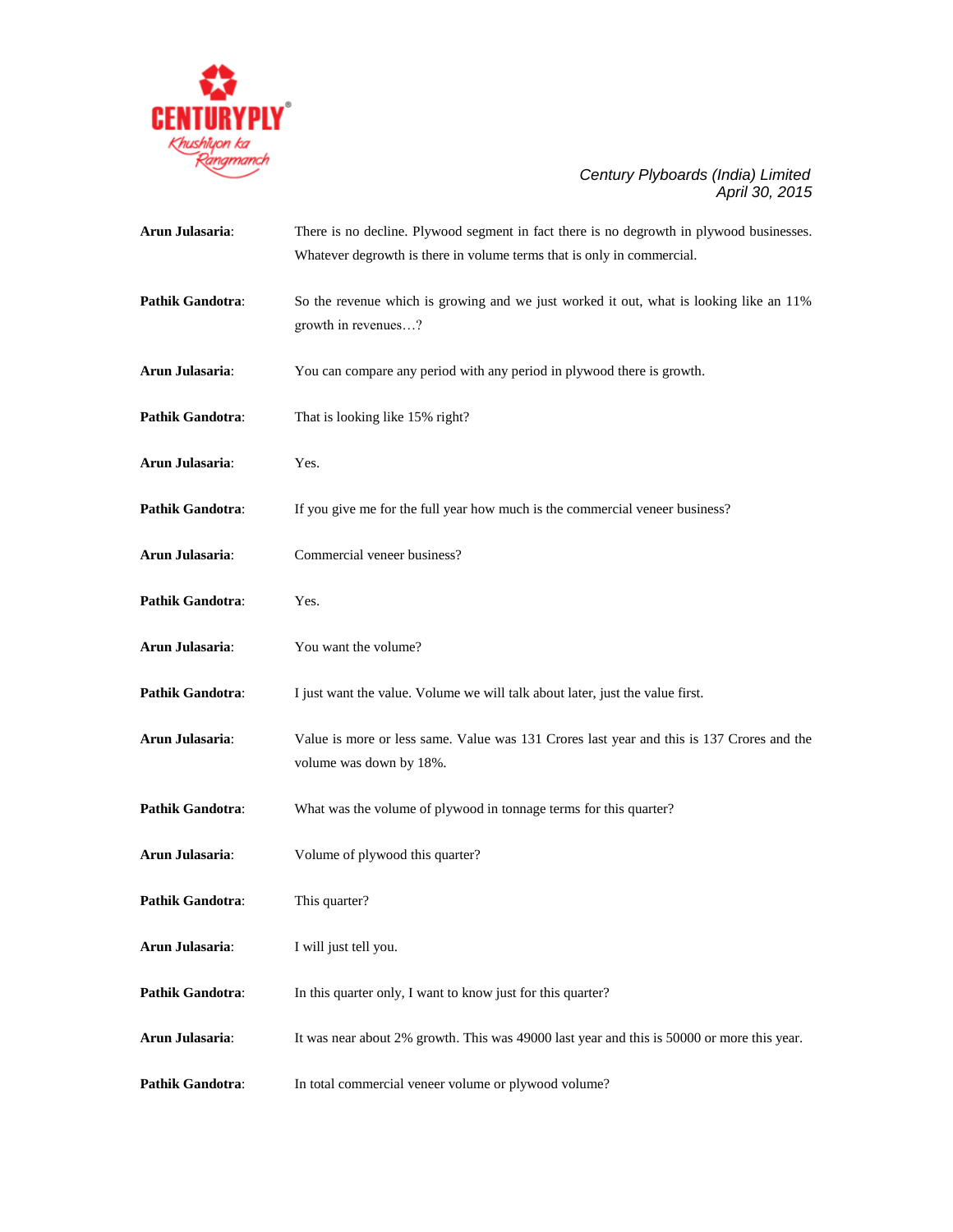**Arun Julasaria**: There is no decline. Plywood segment in fact there is no degrowth in plywood businesses. Whatever degrowth is there in volume terms that is only in commercial.

**Pathik Gandotra**: So the revenue which is growing and we just worked it out, what is looking like an 11% growth in revenues…?

**Arun Julasaria**: You can compare any period with any period in plywood there is growth.

**Pathik Gandotra**: That is looking like 15% right?

**Arun Julasaria**: Yes.

**Pathik Gandotra**: If you give me for the full year how much is the commercial veneer business?

**Arun Julasaria**: Commercial veneer business?

**Pathik Gandotra**: Yes.

**Arun Julasaria**: You want the volume?

**Pathik Gandotra**: I just want the value. Volume we will talk about later, just the value first.

**Arun Julasaria**: Value is more or less same. Value was 131 Crores last year and this is 137 Crores and the volume was down by 18%.

**Pathik Gandotra**: What was the volume of plywood in tonnage terms for this quarter?

**Arun Julasaria**: Volume of plywood this quarter?

**Pathik Gandotra**: This quarter?

**Arun Julasaria**: I will just tell you.

**Pathik Gandotra**: In this quarter only, I want to know just for this quarter?

**Arun Julasaria**: It was near about 2% growth. This was 49000 last year and this is 50000 or more this year.

**Pathik Gandotra**: In total commercial veneer volume or plywood volume?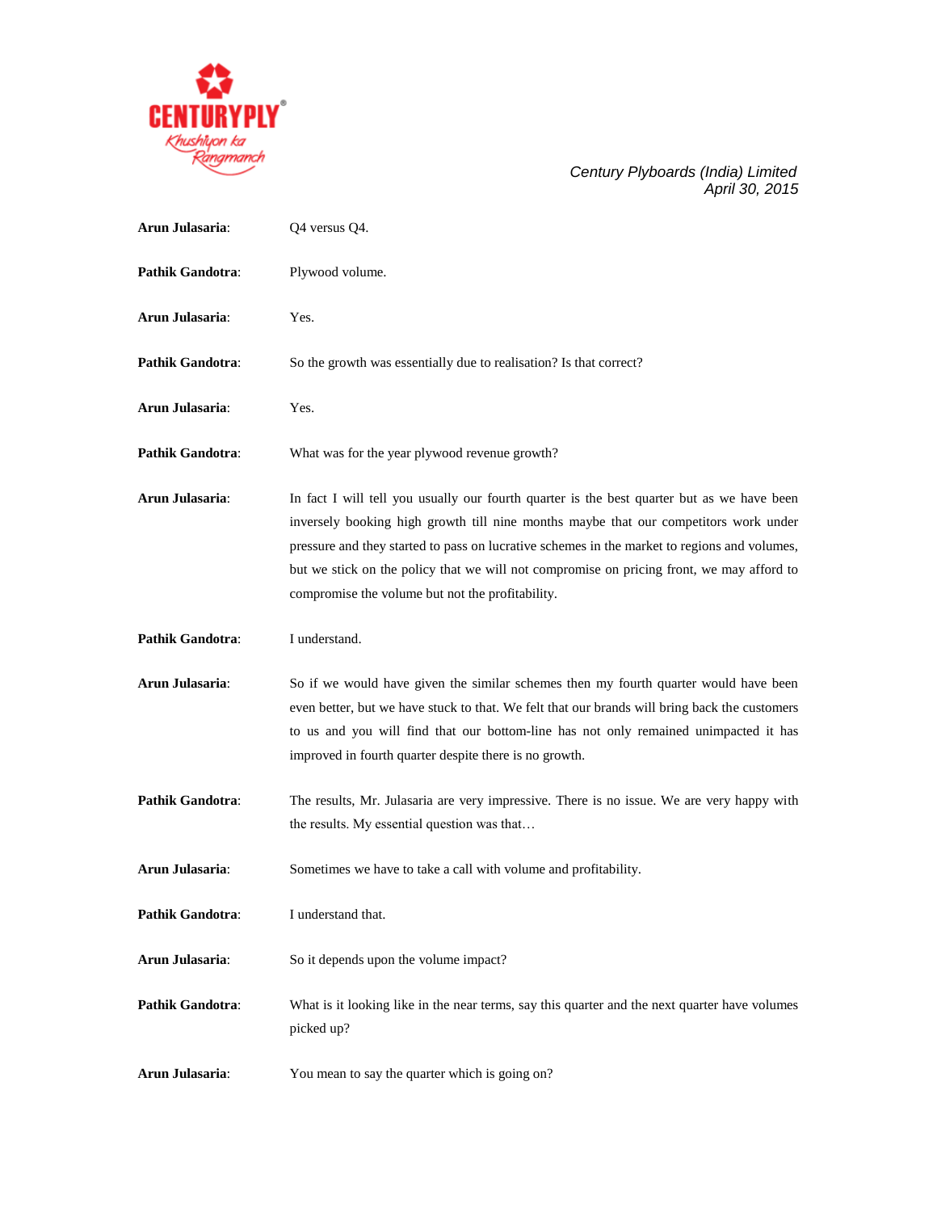**Arun Julasaria**: Q4 versus Q4.

**Pathik Gandotra**: Plywood volume.

**Arun Julasaria**: Yes.

**Pathik Gandotra**: So the growth was essentially due to realisation? Is that correct?

**Arun Julasaria**: Yes.

**Pathik Gandotra**: What was for the year plywood revenue growth?

**Arun Julasaria**: In fact I will tell you usually our fourth quarter is the best quarter but as we have been inversely booking high growth till nine months maybe that our competitors work under pressure and they started to pass on lucrative schemes in the market to regions and volumes, but we stick on the policy that we will not compromise on pricing front, we may afford to compromise the volume but not the profitability.

**Pathik Gandotra**: I understand.

**Arun Julasaria**: So if we would have given the similar schemes then my fourth quarter would have been even better, but we have stuck to that. We felt that our brands will bring back the customers to us and you will find that our bottom-line has not only remained unimpacted it has improved in fourth quarter despite there is no growth.

**Pathik Gandotra**: The results, Mr. Julasaria are very impressive. There is no issue. We are very happy with the results. My essential question was that…

**Arun Julasaria**: Sometimes we have to take a call with volume and profitability.

**Pathik Gandotra**: I understand that.

**Arun Julasaria**: So it depends upon the volume impact?

**Pathik Gandotra**: What is it looking like in the near terms, say this quarter and the next quarter have volumes picked up?

**Arun Julasaria**: You mean to say the quarter which is going on?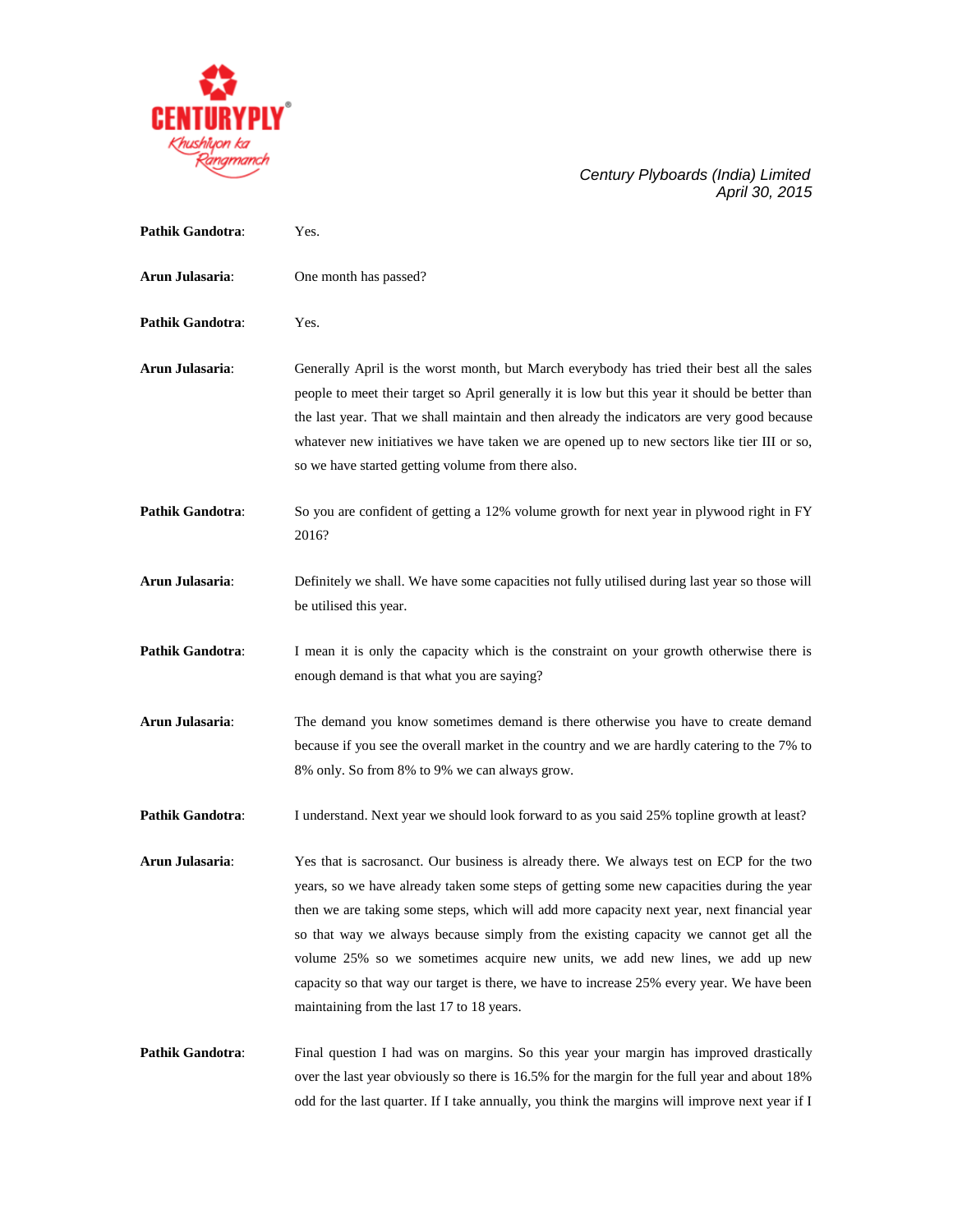**Pathik Gandotra**: Yes.

**Arun Julasaria**: One month has passed?

**Pathik Gandotra**: Yes.

**Arun Julasaria**: Generally April is the worst month, but March everybody has tried their best all the sales people to meet their target so April generally it is low but this year it should be better than the last year. That we shall maintain and then already the indicators are very good because whatever new initiatives we have taken we are opened up to new sectors like tier III or so, so we have started getting volume from there also.

**Pathik Gandotra**: So you are confident of getting a 12% volume growth for next year in plywood right in FY 2016?

**Arun Julasaria**: Definitely we shall. We have some capacities not fully utilised during last year so those will be utilised this year.

**Pathik Gandotra**: I mean it is only the capacity which is the constraint on your growth otherwise there is enough demand is that what you are saying?

**Arun Julasaria**: The demand you know sometimes demand is there otherwise you have to create demand because if you see the overall market in the country and we are hardly catering to the 7% to 8% only. So from 8% to 9% we can always grow.

**Pathik Gandotra**: I understand. Next year we should look forward to as you said 25% topline growth at least?

**Arun Julasaria**: Yes that is sacrosanct. Our business is already there. We always test on ECP for the two years, so we have already taken some steps of getting some new capacities during the year then we are taking some steps, which will add more capacity next year, next financial year so that way we always because simply from the existing capacity we cannot get all the volume 25% so we sometimes acquire new units, we add new lines, we add up new capacity so that way our target is there, we have to increase 25% every year. We have been maintaining from the last 17 to 18 years.

**Pathik Gandotra**: Final question I had was on margins. So this year your margin has improved drastically over the last year obviously so there is 16.5% for the margin for the full year and about 18% odd for the last quarter. If I take annually, you think the margins will improve next year if I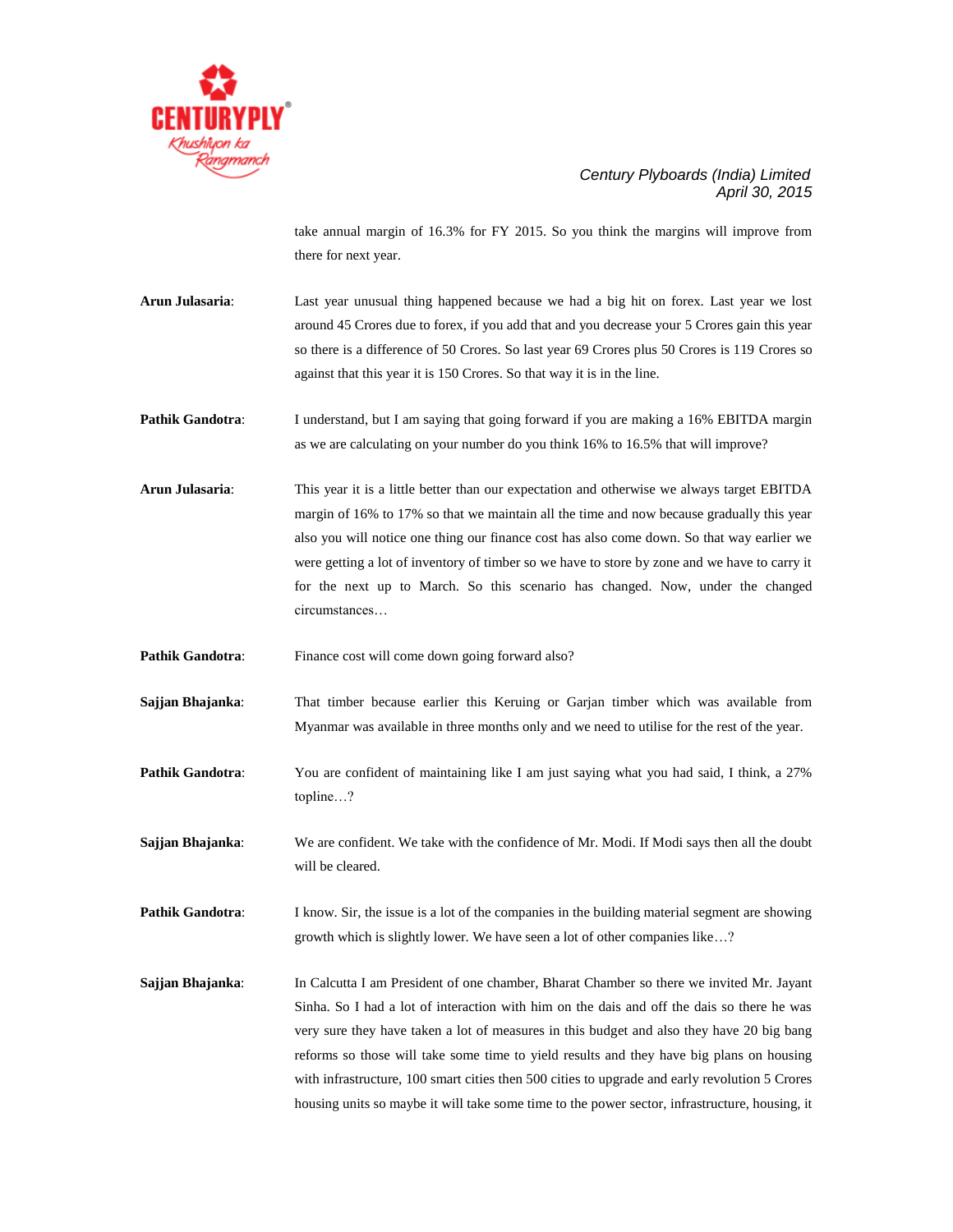take annual margin of 16.3% for FY 2015. So you think the margins will improve from there for next year.

**Arun Julasaria**: Last year unusual thing happened because we had a big hit on forex. Last year we lost around 45 Crores due to forex, if you add that and you decrease your 5 Crores gain this year so there is a difference of 50 Crores. So last year 69 Crores plus 50 Crores is 119 Crores so against that this year it is 150 Crores. So that way it is in the line.

**Pathik Gandotra**: I understand, but I am saying that going forward if you are making a 16% EBITDA margin as we are calculating on your number do you think 16% to 16.5% that will improve?

**Arun Julasaria**: This year it is a little better than our expectation and otherwise we always target EBITDA margin of 16% to 17% so that we maintain all the time and now because gradually this year also you will notice one thing our finance cost has also come down. So that way earlier we were getting a lot of inventory of timber so we have to store by zone and we have to carry it for the next up to March. So this scenario has changed. Now, under the changed circumstances…

**Pathik Gandotra**: Finance cost will come down going forward also?

**Sajjan Bhajanka**: That timber because earlier this Keruing or Garjan timber which was available from Myanmar was available in three months only and we need to utilise for the rest of the year.

**Pathik Gandotra**: You are confident of maintaining like I am just saying what you had said, I think, a 27% topline…?

**Sajjan Bhajanka**: We are confident. We take with the confidence of Mr. Modi. If Modi says then all the doubt will be cleared.

**Pathik Gandotra**: I know. Sir, the issue is a lot of the companies in the building material segment are showing growth which is slightly lower. We have seen a lot of other companies like…?

**Sajjan Bhajanka**: In Calcutta I am President of one chamber, Bharat Chamber so there we invited Mr. Jayant Sinha. So I had a lot of interaction with him on the dais and off the dais so there he was very sure they have taken a lot of measures in this budget and also they have 20 big bang reforms so those will take some time to yield results and they have big plans on housing with infrastructure, 100 smart cities then 500 cities to upgrade and early revolution 5 Crores housing units so maybe it will take some time to the power sector, infrastructure, housing, it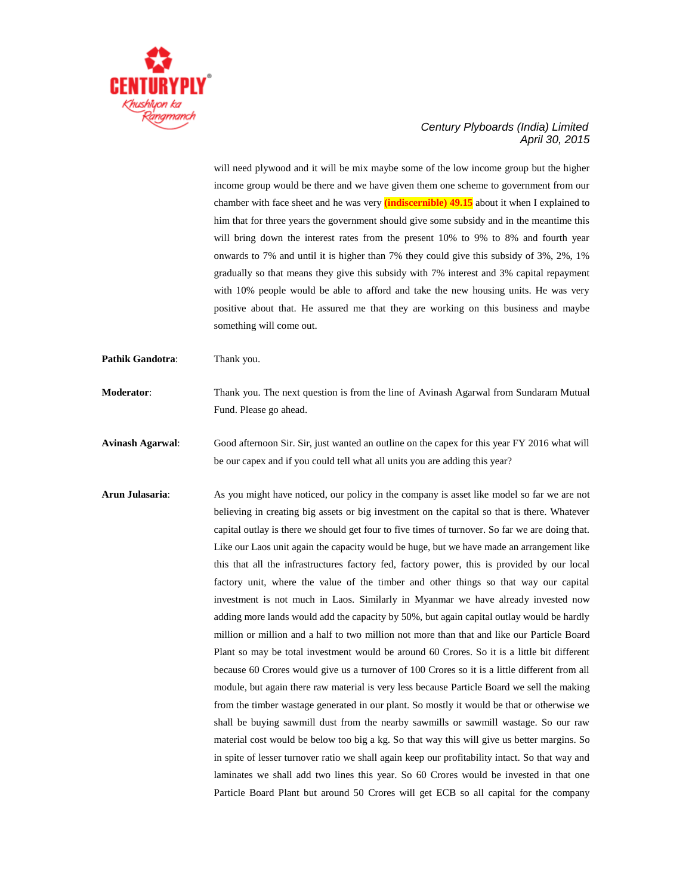will need plywood and it will be mix maybe some of the low income group but the higher income group would be there and we have given them one scheme to government from our chamber with face sheet and he was very **(indiscernible) 49.15** about it when I explained to him that for three years the government should give some subsidy and in the meantime this will bring down the interest rates from the present 10% to 9% to 8% and fourth year onwards to 7% and until it is higher than 7% they could give this subsidy of 3%, 2%, 1% gradually so that means they give this subsidy with 7% interest and 3% capital repayment with 10% people would be able to afford and take the new housing units. He was very positive about that. He assured me that they are working on this business and maybe something will come out.

**Pathik Gandotra**: Thank you.

**Moderator**: Thank you. The next question is from the line of Avinash Agarwal from Sundaram Mutual Fund. Please go ahead.

**Avinash Agarwal**: Good afternoon Sir. Sir, just wanted an outline on the capex for this year FY 2016 what will be our capex and if you could tell what all units you are adding this year?

**Arun Julasaria**: As you might have noticed, our policy in the company is asset like model so far we are not believing in creating big assets or big investment on the capital so that is there. Whatever capital outlay is there we should get four to five times of turnover. So far we are doing that. Like our Laos unit again the capacity would be huge, but we have made an arrangement like this that all the infrastructures factory fed, factory power, this is provided by our local factory unit, where the value of the timber and other things so that way our capital investment is not much in Laos. Similarly in Myanmar we have already invested now adding more lands would add the capacity by 50%, but again capital outlay would be hardly million or million and a half to two million not more than that and like our Particle Board Plant so may be total investment would be around 60 Crores. So it is a little bit different because 60 Crores would give us a turnover of 100 Crores so it is a little different from all module, but again there raw material is very less because Particle Board we sell the making from the timber wastage generated in our plant. So mostly it would be that or otherwise we shall be buying sawmill dust from the nearby sawmills or sawmill wastage. So our raw material cost would be below too big a kg. So that way this will give us better margins. So in spite of lesser turnover ratio we shall again keep our profitability intact. So that way and laminates we shall add two lines this year. So 60 Crores would be invested in that one Particle Board Plant but around 50 Crores will get ECB so all capital for the company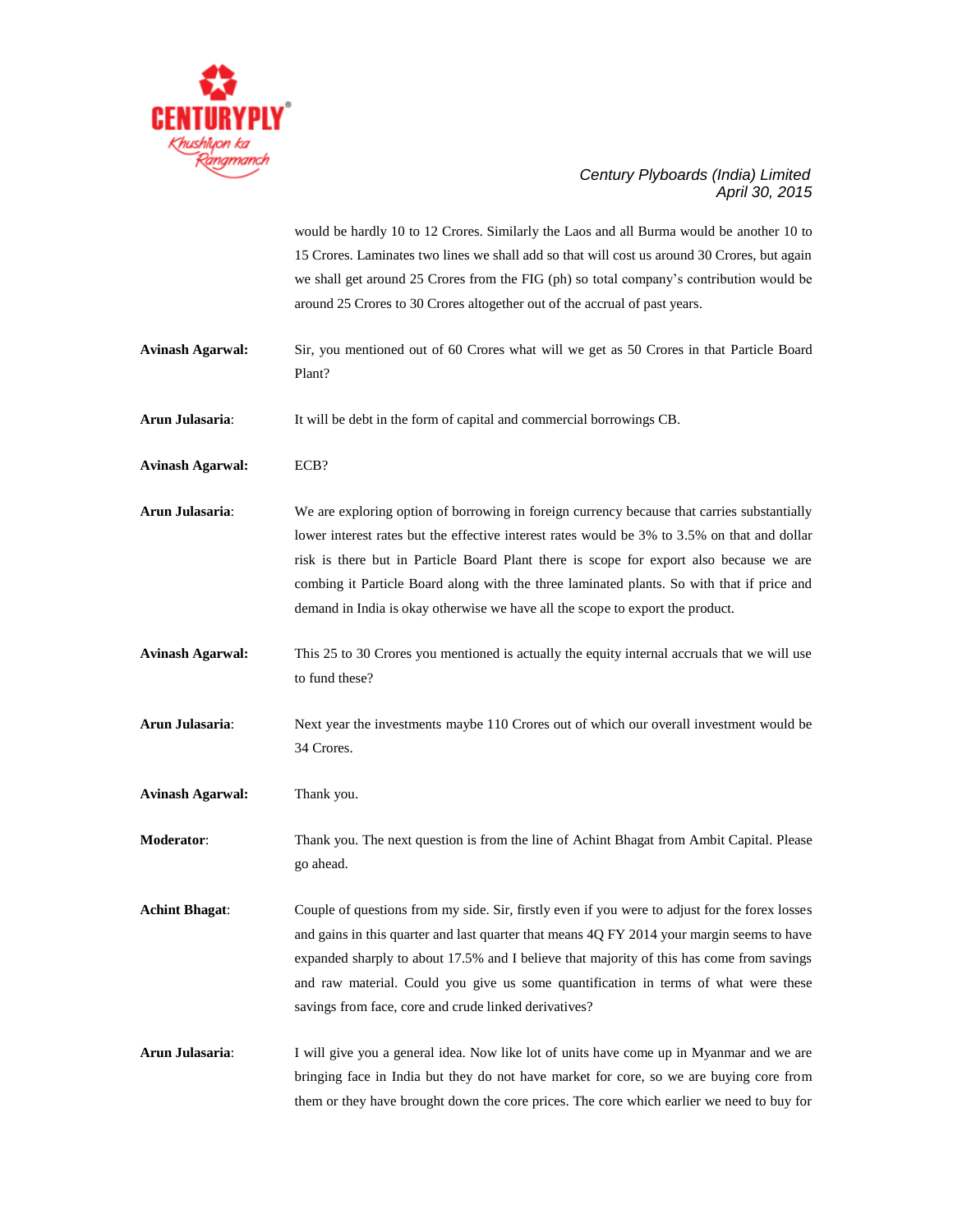would be hardly 10 to 12 Crores. Similarly the Laos and all Burma would be another 10 to 15 Crores. Laminates two lines we shall add so that will cost us around 30 Crores, but again we shall get around 25 Crores from the FIG (ph) so total company's contribution would be around 25 Crores to 30 Crores altogether out of the accrual of past years.

**Avinash Agarwal:** Sir, you mentioned out of 60 Crores what will we get as 50 Crores in that Particle Board Plant?

**Arun Julasaria**: It will be debt in the form of capital and commercial borrowings CB.

**Avinash Agarwal:** ECB?

**Arun Julasaria**: We are exploring option of borrowing in foreign currency because that carries substantially lower interest rates but the effective interest rates would be 3% to 3.5% on that and dollar risk is there but in Particle Board Plant there is scope for export also because we are combing it Particle Board along with the three laminated plants. So with that if price and demand in India is okay otherwise we have all the scope to export the product.

**Avinash Agarwal:** This 25 to 30 Crores you mentioned is actually the equity internal accruals that we will use to fund these?

**Arun Julasaria**: Next year the investments maybe 110 Crores out of which our overall investment would be 34 Crores.

**Avinash Agarwal:** Thank you.

**Moderator**: Thank you. The next question is from the line of Achint Bhagat from Ambit Capital. Please go ahead.

**Achint Bhagat**: Couple of questions from my side. Sir, firstly even if you were to adjust for the forex losses and gains in this quarter and last quarter that means 4Q FY 2014 your margin seems to have expanded sharply to about 17.5% and I believe that majority of this has come from savings and raw material. Could you give us some quantification in terms of what were these savings from face, core and crude linked derivatives?

**Arun Julasaria**: I will give you a general idea. Now like lot of units have come up in Myanmar and we are bringing face in India but they do not have market for core, so we are buying core from them or they have brought down the core prices. The core which earlier we need to buy for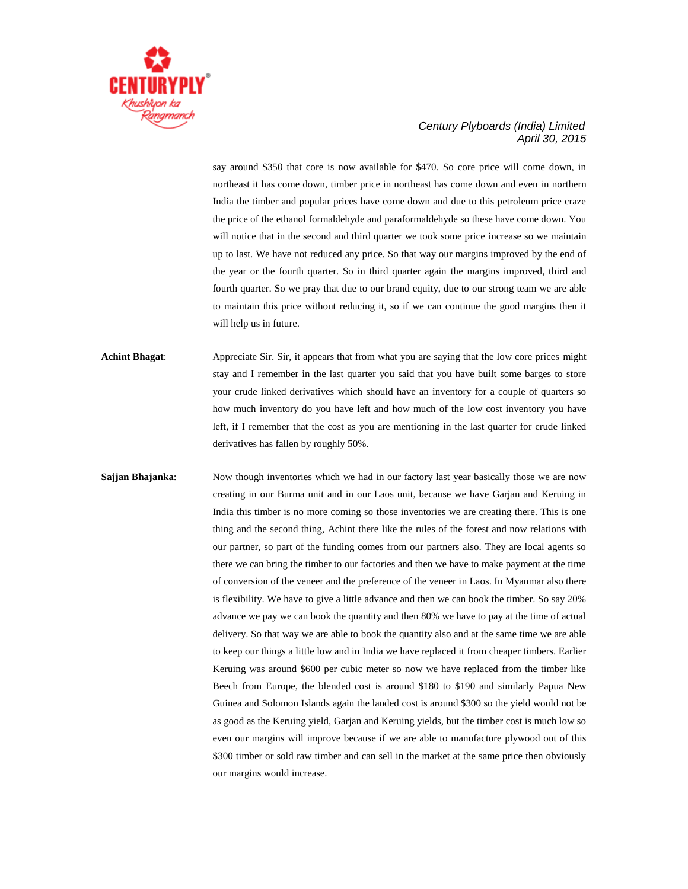say around \$350 that core is now available for \$470. So core price will come down, in northeast it has come down, timber price in northeast has come down and even in northern India the timber and popular prices have come down and due to this petroleum price craze the price of the ethanol formaldehyde and paraformaldehyde so these have come down. You will notice that in the second and third quarter we took some price increase so we maintain up to last. We have not reduced any price. So that way our margins improved by the end of the year or the fourth quarter. So in third quarter again the margins improved, third and fourth quarter. So we pray that due to our brand equity, due to our strong team we are able to maintain this price without reducing it, so if we can continue the good margins then it will help us in future.

**Achint Bhagat**: Appreciate Sir. Sir, it appears that from what you are saying that the low core prices might stay and I remember in the last quarter you said that you have built some barges to store your crude linked derivatives which should have an inventory for a couple of quarters so how much inventory do you have left and how much of the low cost inventory you have left, if I remember that the cost as you are mentioning in the last quarter for crude linked derivatives has fallen by roughly 50%.

**Sajjan Bhajanka**: Now though inventories which we had in our factory last year basically those we are now creating in our Burma unit and in our Laos unit, because we have Garjan and Keruing in India this timber is no more coming so those inventories we are creating there. This is one thing and the second thing, Achint there like the rules of the forest and now relations with our partner, so part of the funding comes from our partners also. They are local agents so there we can bring the timber to our factories and then we have to make payment at the time of conversion of the veneer and the preference of the veneer in Laos. In Myanmar also there is flexibility. We have to give a little advance and then we can book the timber. So say 20% advance we pay we can book the quantity and then 80% we have to pay at the time of actual delivery. So that way we are able to book the quantity also and at the same time we are able to keep our things a little low and in India we have replaced it from cheaper timbers. Earlier Keruing was around \$600 per cubic meter so now we have replaced from the timber like Beech from Europe, the blended cost is around \$180 to \$190 and similarly Papua New Guinea and Solomon Islands again the landed cost is around \$300 so the yield would not be as good as the Keruing yield, Garjan and Keruing yields, but the timber cost is much low so even our margins will improve because if we are able to manufacture plywood out of this \$300 timber or sold raw timber and can sell in the market at the same price then obviously our margins would increase.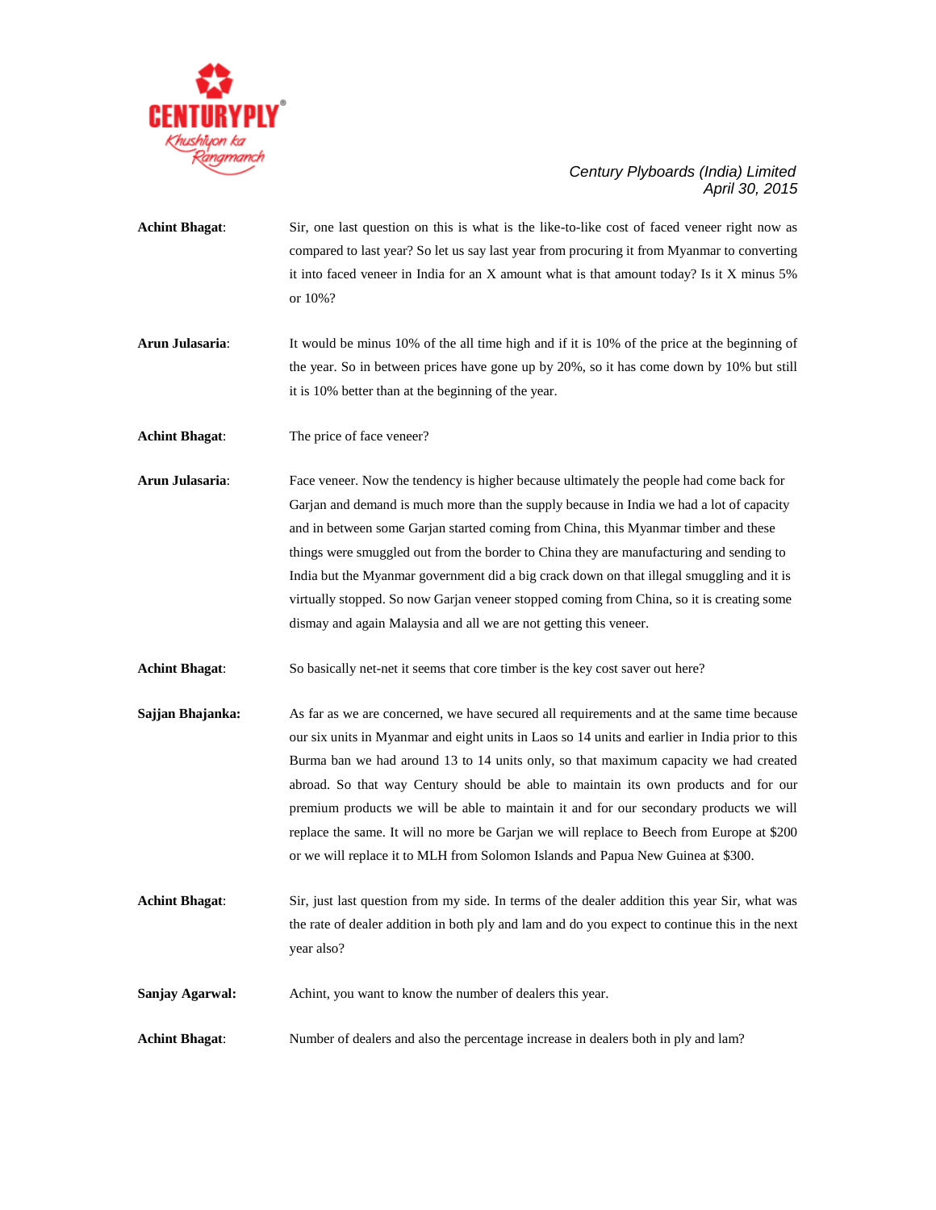**Achint Bhagat**: Sir, one last question on this is what is the like-to-like cost of faced veneer right now as compared to last year? So let us say last year from procuring it from Myanmar to converting it into faced veneer in India for an X amount what is that amount today? Is it X minus 5% or 10%?

**Arun Julasaria**: It would be minus 10% of the all time high and if it is 10% of the price at the beginning of the year. So in between prices have gone up by 20%, so it has come down by 10% but still it is 10% better than at the beginning of the year.

**Achint Bhagat**: The price of face veneer?

**Arun Julasaria**: Face veneer. Now the tendency is higher because ultimately the people had come back for Garjan and demand is much more than the supply because in India we had a lot of capacity and in between some Garjan started coming from China, this Myanmar timber and these things were smuggled out from the border to China they are manufacturing and sending to India but the Myanmar government did a big crack down on that illegal smuggling and it is virtually stopped. So now Garjan veneer stopped coming from China, so it is creating some dismay and again Malaysia and all we are not getting this veneer.

**Achint Bhagat**: So basically net-net it seems that core timber is the key cost saver out here?

**Sajjan Bhajanka:** As far as we are concerned, we have secured all requirements and at the same time because our six units in Myanmar and eight units in Laos so 14 units and earlier in India prior to this Burma ban we had around 13 to 14 units only, so that maximum capacity we had created abroad. So that way Century should be able to maintain its own products and for our premium products we will be able to maintain it and for our secondary products we will replace the same. It will no more be Garjan we will replace to Beech from Europe at $200 or we will replace it to MLH from Solomon Islands and Papua New Guinea at $300.

**Achint Bhagat**: Sir, just last question from my side. In terms of the dealer addition this year Sir, what was the rate of dealer addition in both ply and lam and do you expect to continue this in the next year also?

**Sanjay Agarwal:** Achint, you want to know the number of dealers this year.

**Achint Bhagat**: Number of dealers and also the percentage increase in dealers both in ply and lam?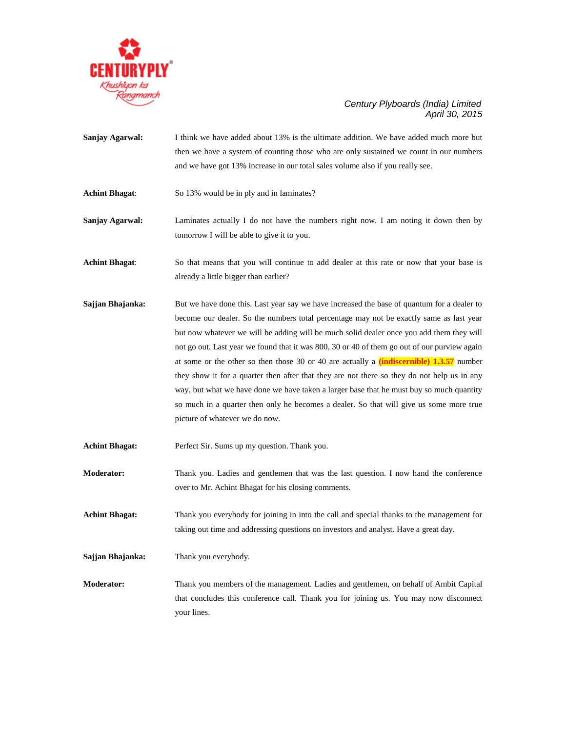**Sanjay Agarwal:** I think we have added about 13% is the ultimate addition. We have added much more but then we have a system of counting those who are only sustained we count in our numbers and we have got 13% increase in our total sales volume also if you really see.

**Achint Bhagat**: So 13% would be in ply and in laminates?

**Sanjay Agarwal:** Laminates actually I do not have the numbers right now. I am noting it down then by tomorrow I will be able to give it to you.

**Achint Bhagat**: So that means that you will continue to add dealer at this rate or now that your base is already a little bigger than earlier?

**Sajjan Bhajanka:** But we have done this. Last year say we have increased the base of quantum for a dealer to become our dealer. So the numbers total percentage may not be exactly same as last year but now whatever we will be adding will be much solid dealer once you add them they will not go out. Last year we found that it was 800, 30 or 40 of them go out of our purview again at some or the other so then those 30 or 40 are actually a **(indiscernible) 1.3.57** number they show it for a quarter then after that they are not there so they do not help us in any way, but what we have done we have taken a larger base that he must buy so much quantity so much in a quarter then only he becomes a dealer. So that will give us some more true picture of whatever we do now.

**Achint Bhagat:** Perfect Sir. Sums up my question. Thank you.

**Moderator:** Thank you. Ladies and gentlemen that was the last question. I now hand the conference over to Mr. Achint Bhagat for his closing comments.

**Achint Bhagat:** Thank you everybody for joining in into the call and special thanks to the management for taking out time and addressing questions on investors and analyst. Have a great day.

**Sajjan Bhajanka:** Thank you everybody.

**Moderator:** Thank you members of the management. Ladies and gentlemen, on behalf of Ambit Capital that concludes this conference call. Thank you for joining us. You may now disconnect your lines.